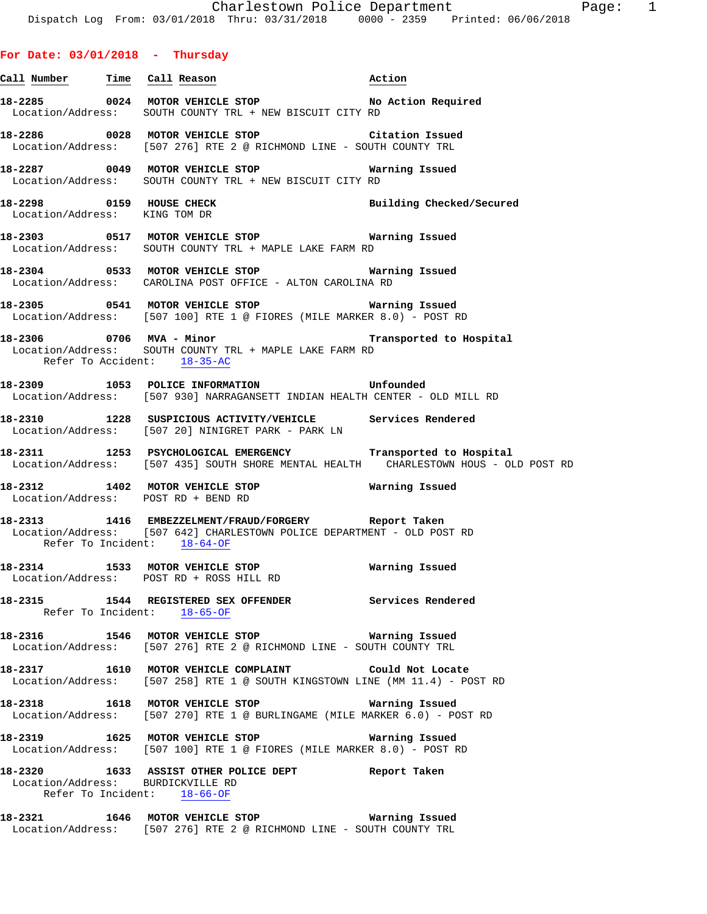## For Date: 03/01/2018 - Thursday

| Call Number | Time | Call Reason | Action |
|---|---|---|---|
| 18-2285 | 0024 | MOTOR VEHICLE STOP | No Action Required |
| | | Location/Address: SOUTH COUNTY TRL + NEW BISCUIT CITY RD | |
| 18-2286 | 0028 | MOTOR VEHICLE STOP | Citation Issued |
| | | Location/Address: [507 276] RTE 2 @ RICHMOND LINE - SOUTH COUNTY TRL | |
| 18-2287 | 0049 | MOTOR VEHICLE STOP | Warning Issued |
| | | Location/Address: SOUTH COUNTY TRL + NEW BISCUIT CITY RD | |
| 18-2298 | 0159 | HOUSE CHECK | Building Checked/Secured |
| | | Location/Address: KING TOM DR | |
| 18-2303 | 0517 | MOTOR VEHICLE STOP | Warning Issued |
| | | Location/Address: SOUTH COUNTY TRL + MAPLE LAKE FARM RD | |
| 18-2304 | 0533 | MOTOR VEHICLE STOP | Warning Issued |
| | | Location/Address: CAROLINA POST OFFICE - ALTON CAROLINA RD | |
| 18-2305 | 0541 | MOTOR VEHICLE STOP | Warning Issued |
| | | Location/Address: [507 100] RTE 1 @ FIORES (MILE MARKER 8.0) - POST RD | |
| 18-2306 | 0706 | MVA - Minor | Transported to Hospital |
| | | Location/Address: SOUTH COUNTY TRL + MAPLE LAKE FARM RD | |
| | | Refer To Accident: 18-35-AC | |
| 18-2309 | 1053 | POLICE INFORMATION | Unfounded |
| | | Location/Address: [507 930] NARRAGANSETT INDIAN HEALTH CENTER - OLD MILL RD | |
| 18-2310 | 1228 | SUSPICIOUS ACTIVITY/VEHICLE | Services Rendered |
| | | Location/Address: [507 20] NINIGRET PARK - PARK LN | |
| 18-2311 | 1253 | PSYCHOLOGICAL EMERGENCY | Transported to Hospital |
| | | Location/Address: [507 435] SOUTH SHORE MENTAL HEALTH CHARLESTOWN HOUS - OLD POST RD | |
| 18-2312 | 1402 | MOTOR VEHICLE STOP | Warning Issued |
| | | Location/Address: POST RD + BEND RD | |
| 18-2313 | 1416 | EMBEZZELMENT/FRAUD/FORGERY | Report Taken |
| | | Location/Address: [507 642] CHARLESTOWN POLICE DEPARTMENT - OLD POST RD | |
| | | Refer To Incident: 18-64-OF | |
| 18-2314 | 1533 | MOTOR VEHICLE STOP | Warning Issued |
| | | Location/Address: POST RD + ROSS HILL RD | |
| 18-2315 | 1544 | REGISTERED SEX OFFENDER | Services Rendered |
| | | Refer To Incident: 18-65-OF | |
| 18-2316 | 1546 | MOTOR VEHICLE STOP | Warning Issued |
| | | Location/Address: [507 276] RTE 2 @ RICHMOND LINE - SOUTH COUNTY TRL | |
| 18-2317 | 1610 | MOTOR VEHICLE COMPLAINT | Could Not Locate |
| | | Location/Address: [507 258] RTE 1 @ SOUTH KINGSTOWN LINE (MM 11.4) - POST RD | |
| 18-2318 | 1618 | MOTOR VEHICLE STOP | Warning Issued |
| | | Location/Address: [507 270] RTE 1 @ BURLINGAME (MILE MARKER 6.0) - POST RD | |
| 18-2319 | 1625 | MOTOR VEHICLE STOP | Warning Issued |
| | | Location/Address: [507 100] RTE 1 @ FIORES (MILE MARKER 8.0) - POST RD | |
| 18-2320 | 1633 | ASSIST OTHER POLICE DEPT | Report Taken |
| | | Location/Address: BURDICKVILLE RD | |
| | | Refer To Incident: 18-66-OF | |
| 18-2321 | 1646 | MOTOR VEHICLE STOP | Warning Issued |
| | | Location/Address: [507 276] RTE 2 @ RICHMOND LINE - SOUTH COUNTY TRL | |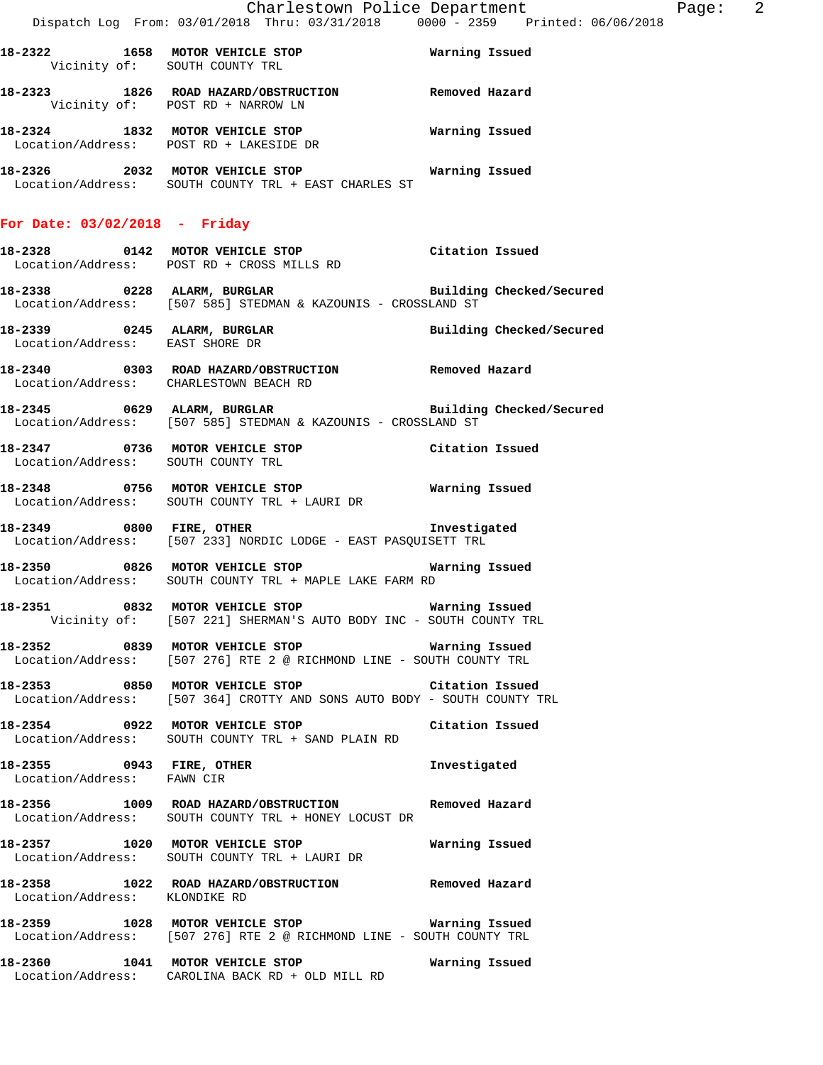18-2322 1658 **MOTOR VEHICLE STOP** **Warning Issued**
Vicinity of: SOUTH COUNTY TRL

18-2323 1826 **ROAD HAZARD/OBSTRUCTION** **Removed Hazard**
Vicinity of: POST RD + NARROW LN

18-2324 1832 **MOTOR VEHICLE STOP** **Warning Issued**
Location/Address: POST RD + LAKESIDE DR

18-2326 2032 **MOTOR VEHICLE STOP** **Warning Issued**
Location/Address: SOUTH COUNTY TRL + EAST CHARLES ST

## For Date: 03/02/2018 - Friday

18-2328 0142 **MOTOR VEHICLE STOP** **Citation Issued**
Location/Address: POST RD + CROSS MILLS RD

18-2338 0228 **ALARM, BURGLAR** **Building Checked/Secured**
Location/Address: [507 585] STEDMAN & KAZOUNIS - CROSSLAND ST

18-2339 0245 **ALARM, BURGLAR** **Building Checked/Secured**
Location/Address: EAST SHORE DR

18-2340 0303 **ROAD HAZARD/OBSTRUCTION** **Removed Hazard**
Location/Address: CHARLESTOWN BEACH RD

18-2345 0629 **ALARM, BURGLAR** **Building Checked/Secured**
Location/Address: [507 585] STEDMAN & KAZOUNIS - CROSSLAND ST

18-2347 0736 **MOTOR VEHICLE STOP** **Citation Issued**
Location/Address: SOUTH COUNTY TRL

18-2348 0756 **MOTOR VEHICLE STOP** **Warning Issued**
Location/Address: SOUTH COUNTY TRL + LAURI DR

18-2349 0800 **FIRE, OTHER** **Investigated**
Location/Address: [507 233] NORDIC LODGE - EAST PASQUISETT TRL

18-2350 0826 **MOTOR VEHICLE STOP** **Warning Issued**
Location/Address: SOUTH COUNTY TRL + MAPLE LAKE FARM RD

18-2351 0832 **MOTOR VEHICLE STOP** **Warning Issued**
Vicinity of: [507 221] SHERMAN'S AUTO BODY INC - SOUTH COUNTY TRL

18-2352 0839 **MOTOR VEHICLE STOP** **Warning Issued**
Location/Address: [507 276] RTE 2 @ RICHMOND LINE - SOUTH COUNTY TRL

18-2353 0850 **MOTOR VEHICLE STOP** **Citation Issued**
Location/Address: [507 364] CROTTY AND SONS AUTO BODY - SOUTH COUNTY TRL

18-2354 0922 **MOTOR VEHICLE STOP** **Citation Issued**
Location/Address: SOUTH COUNTY TRL + SAND PLAIN RD

18-2355 0943 **FIRE, OTHER** **Investigated**
Location/Address: FAWN CIR

18-2356 1009 **ROAD HAZARD/OBSTRUCTION** **Removed Hazard**
Location/Address: SOUTH COUNTY TRL + HONEY LOCUST DR

18-2357 1020 **MOTOR VEHICLE STOP** **Warning Issued**
Location/Address: SOUTH COUNTY TRL + LAURI DR

18-2358 1022 **ROAD HAZARD/OBSTRUCTION** **Removed Hazard**
Location/Address: KLONDIKE RD

18-2359 1028 **MOTOR VEHICLE STOP** **Warning Issued**
Location/Address: [507 276] RTE 2 @ RICHMOND LINE - SOUTH COUNTY TRL

18-2360 1041 **MOTOR VEHICLE STOP** **Warning Issued**
Location/Address: CAROLINA BACK RD + OLD MILL RD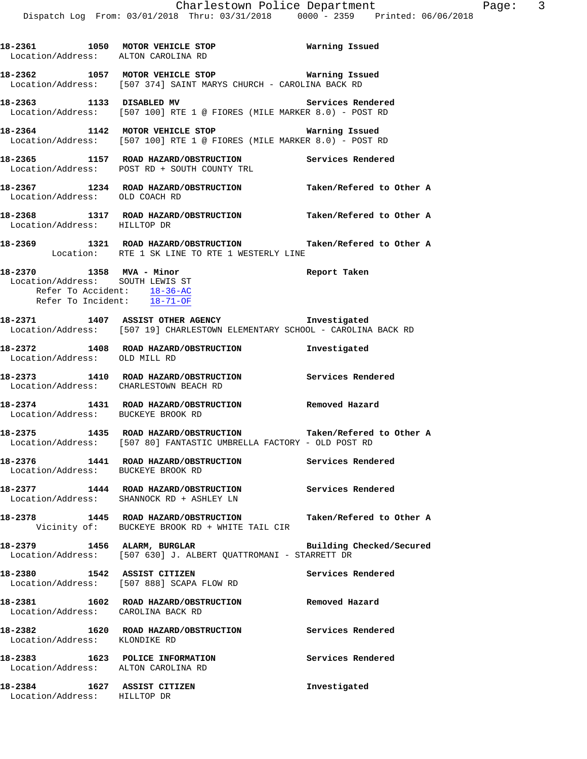**18-2361 1050 MOTOR VEHICLE STOP** Warning Issued
Location/Address: ALTON CAROLINA RD

**18-2362 1057 MOTOR VEHICLE STOP** Warning Issued
Location/Address: [507 374] SAINT MARYS CHURCH - CAROLINA BACK RD

**18-2363 1133 DISABLED MV** Services Rendered
Location/Address: [507 100] RTE 1 @ FIORES (MILE MARKER 8.0) - POST RD

**18-2364 1142 MOTOR VEHICLE STOP** Warning Issued
Location/Address: [507 100] RTE 1 @ FIORES (MILE MARKER 8.0) - POST RD

**18-2365 1157 ROAD HAZARD/OBSTRUCTION** Services Rendered
Location/Address: POST RD + SOUTH COUNTY TRL

**18-2367 1234 ROAD HAZARD/OBSTRUCTION** Taken/Refered to Other A
Location/Address: OLD COACH RD

**18-2368 1317 ROAD HAZARD/OBSTRUCTION** Taken/Refered to Other A
Location/Address: HILLTOP DR

**18-2369 1321 ROAD HAZARD/OBSTRUCTION** Taken/Refered to Other A
Location: RTE 1 SK LINE TO RTE 1 WESTERLY LINE

**18-2370 1358 MVA - Minor** Report Taken
Location/Address: SOUTH LEWIS ST
Refer To Accident: 18-36-AC
Refer To Incident: 18-71-OF

**18-2371 1407 ASSIST OTHER AGENCY** Investigated
Location/Address: [507 19] CHARLESTOWN ELEMENTARY SCHOOL - CAROLINA BACK RD

**18-2372 1408 ROAD HAZARD/OBSTRUCTION** Investigated
Location/Address: OLD MILL RD

**18-2373 1410 ROAD HAZARD/OBSTRUCTION** Services Rendered
Location/Address: CHARLESTOWN BEACH RD

**18-2374 1431 ROAD HAZARD/OBSTRUCTION** Removed Hazard
Location/Address: BUCKEYE BROOK RD

**18-2375 1435 ROAD HAZARD/OBSTRUCTION** Taken/Refered to Other A
Location/Address: [507 80] FANTASTIC UMBRELLA FACTORY - OLD POST RD

**18-2376 1441 ROAD HAZARD/OBSTRUCTION** Services Rendered
Location/Address: BUCKEYE BROOK RD

**18-2377 1444 ROAD HAZARD/OBSTRUCTION** Services Rendered
Location/Address: SHANNOCK RD + ASHLEY LN

**18-2378 1445 ROAD HAZARD/OBSTRUCTION** Taken/Refered to Other A
Vicinity of: BUCKEYE BROOK RD + WHITE TAIL CIR

**18-2379 1456 ALARM, BURGLAR** Building Checked/Secured
Location/Address: [507 630] J. ALBERT QUATTROMANI - STARRETT DR

**18-2380 1542 ASSIST CITIZEN** Services Rendered
Location/Address: [507 888] SCAPA FLOW RD

**18-2381 1602 ROAD HAZARD/OBSTRUCTION** Removed Hazard
Location/Address: CAROLINA BACK RD

**18-2382 1620 ROAD HAZARD/OBSTRUCTION** Services Rendered
Location/Address: KLONDIKE RD

**18-2383 1623 POLICE INFORMATION** Services Rendered
Location/Address: ALTON CAROLINA RD

**18-2384 1627 ASSIST CITIZEN** Investigated
Location/Address: HILLTOP DR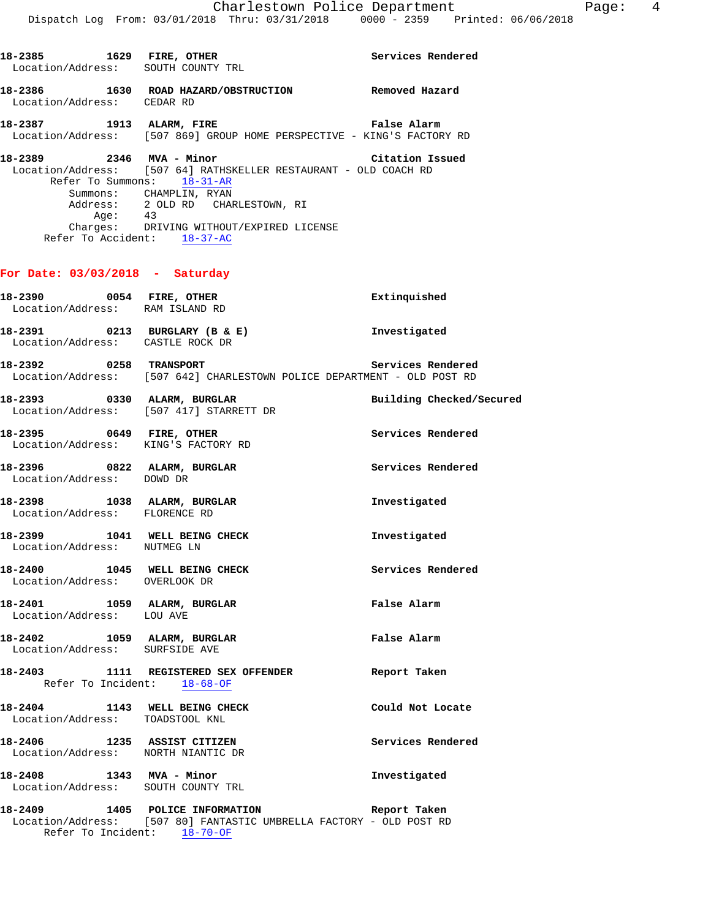**18-2385 1629 FIRE, OTHER** Services Rendered
Location/Address: SOUTH COUNTY TRL

**18-2386 1630 ROAD HAZARD/OBSTRUCTION** Removed Hazard
Location/Address: CEDAR RD

**18-2387 1913 ALARM, FIRE** False Alarm
Location/Address: [507 869] GROUP HOME PERSPECTIVE - KING'S FACTORY RD

**18-2389 2346 MVA - Minor** Citation Issued
Location/Address: [507 64] RATHSKELLER RESTAURANT - OLD COACH RD
Refer To Summons: 18-31-AR
Summons: CHAMPLIN, RYAN
Address: 2 OLD RD CHARLESTOWN, RI
Age: 43
Charges: DRIVING WITHOUT/EXPIRED LICENSE
Refer To Accident: 18-37-AC

## For Date: 03/03/2018 - Saturday

**18-2390 0054 FIRE, OTHER** Extinquished
Location/Address: RAM ISLAND RD

**18-2391 0213 BURGLARY (B & E)** Investigated
Location/Address: CASTLE ROCK DR

**18-2392 0258 TRANSPORT** Services Rendered
Location/Address: [507 642] CHARLESTOWN POLICE DEPARTMENT - OLD POST RD

**18-2393 0330 ALARM, BURGLAR** Building Checked/Secured
Location/Address: [507 417] STARRETT DR

**18-2395 0649 FIRE, OTHER** Services Rendered
Location/Address: KING'S FACTORY RD

**18-2396 0822 ALARM, BURGLAR** Services Rendered
Location/Address: DOWD DR

**18-2398 1038 ALARM, BURGLAR** Investigated
Location/Address: FLORENCE RD

**18-2399 1041 WELL BEING CHECK** Investigated
Location/Address: NUTMEG LN

**18-2400 1045 WELL BEING CHECK** Services Rendered
Location/Address: OVERLOOK DR

**18-2401 1059 ALARM, BURGLAR** False Alarm
Location/Address: LOU AVE

**18-2402 1059 ALARM, BURGLAR** False Alarm
Location/Address: SURFSIDE AVE

**18-2403 1111 REGISTERED SEX OFFENDER** Report Taken
Refer To Incident: 18-68-OF

**18-2404 1143 WELL BEING CHECK** Could Not Locate
Location/Address: TOADSTOOL KNL

**18-2406 1235 ASSIST CITIZEN** Services Rendered
Location/Address: NORTH NIANTIC DR

**18-2408 1343 MVA - Minor** Investigated
Location/Address: SOUTH COUNTY TRL

**18-2409 1405 POLICE INFORMATION** Report Taken
Location/Address: [507 80] FANTASTIC UMBRELLA FACTORY - OLD POST RD
Refer To Incident: 18-70-OF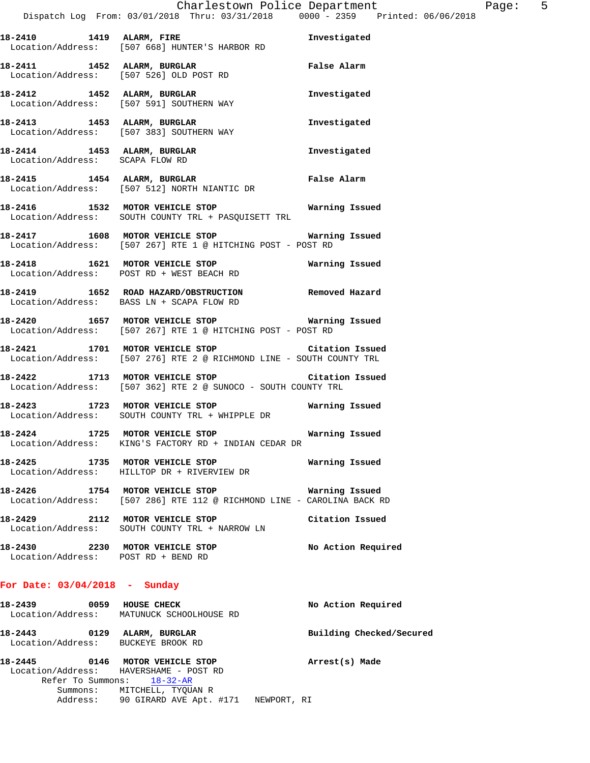18-2410 1419 ALARM, FIRE Investigated
Location/Address: [507 668] HUNTER'S HARBOR RD

18-2411 1452 ALARM, BURGLAR False Alarm
Location/Address: [507 526] OLD POST RD

18-2412 1452 ALARM, BURGLAR Investigated
Location/Address: [507 591] SOUTHERN WAY

18-2413 1453 ALARM, BURGLAR Investigated
Location/Address: [507 383] SOUTHERN WAY

18-2414 1453 ALARM, BURGLAR Investigated
Location/Address: SCAPA FLOW RD

18-2415 1454 ALARM, BURGLAR False Alarm
Location/Address: [507 512] NORTH NIANTIC DR

18-2416 1532 MOTOR VEHICLE STOP Warning Issued
Location/Address: SOUTH COUNTY TRL + PASQUISETT TRL

18-2417 1608 MOTOR VEHICLE STOP Warning Issued
Location/Address: [507 267] RTE 1 @ HITCHING POST - POST RD

18-2418 1621 MOTOR VEHICLE STOP Warning Issued
Location/Address: POST RD + WEST BEACH RD

18-2419 1652 ROAD HAZARD/OBSTRUCTION Removed Hazard
Location/Address: BASS LN + SCAPA FLOW RD

18-2420 1657 MOTOR VEHICLE STOP Warning Issued
Location/Address: [507 267] RTE 1 @ HITCHING POST - POST RD

18-2421 1701 MOTOR VEHICLE STOP Citation Issued
Location/Address: [507 276] RTE 2 @ RICHMOND LINE - SOUTH COUNTY TRL

18-2422 1713 MOTOR VEHICLE STOP Citation Issued
Location/Address: [507 362] RTE 2 @ SUNOCO - SOUTH COUNTY TRL

18-2423 1723 MOTOR VEHICLE STOP Warning Issued
Location/Address: SOUTH COUNTY TRL + WHIPPLE DR

18-2424 1725 MOTOR VEHICLE STOP Warning Issued
Location/Address: KING'S FACTORY RD + INDIAN CEDAR DR

18-2425 1735 MOTOR VEHICLE STOP Warning Issued
Location/Address: HILLTOP DR + RIVERVIEW DR

18-2426 1754 MOTOR VEHICLE STOP Warning Issued
Location/Address: [507 286] RTE 112 @ RICHMOND LINE - CAROLINA BACK RD

18-2429 2112 MOTOR VEHICLE STOP Citation Issued
Location/Address: SOUTH COUNTY TRL + NARROW LN

18-2430 2230 MOTOR VEHICLE STOP No Action Required
Location/Address: POST RD + BEND RD

**For Date: 03/04/2018 - Sunday**

18-2439 0059 HOUSE CHECK No Action Required
Location/Address: MATUNUCK SCHOOLHOUSE RD

18-2443 0129 ALARM, BURGLAR Building Checked/Secured
Location/Address: BUCKEYE BROOK RD

18-2445 0146 MOTOR VEHICLE STOP Arrest(s) Made
Location/Address: HAVERSHAME - POST RD
Refer To Summons: 18-32-AR
Summons: MITCHELL, TYQUAN R
Address: 90 GIRARD AVE Apt. #171 NEWPORT, RI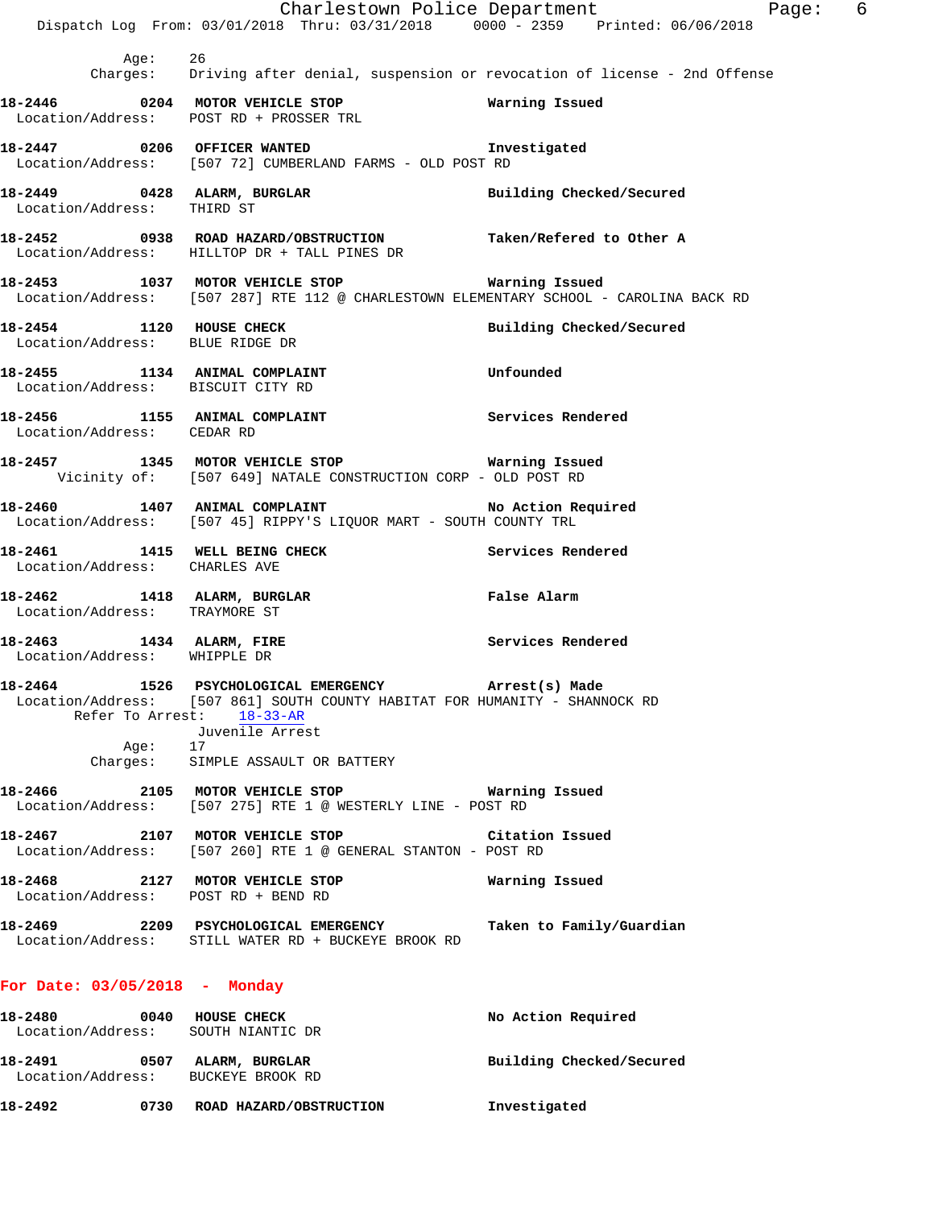Age: 26
Charges: Driving after denial, suspension or revocation of license - 2nd Offense

**18-2446 0204 MOTOR VEHICLE STOP** Warning Issued
Location/Address: POST RD + PROSSER TRL

**18-2447 0206 OFFICER WANTED** Investigated
Location/Address: [507 72] CUMBERLAND FARMS - OLD POST RD

**18-2449 0428 ALARM, BURGLAR** Building Checked/Secured
Location/Address: THIRD ST

**18-2452 0938 ROAD HAZARD/OBSTRUCTION** Taken/Refered to Other A
Location/Address: HILLTOP DR + TALL PINES DR

**18-2453 1037 MOTOR VEHICLE STOP** Warning Issued
Location/Address: [507 287] RTE 112 @ CHARLESTOWN ELEMENTARY SCHOOL - CAROLINA BACK RD

**18-2454 1120 HOUSE CHECK** Building Checked/Secured
Location/Address: BLUE RIDGE DR

**18-2455 1134 ANIMAL COMPLAINT** Unfounded
Location/Address: BISCUIT CITY RD

**18-2456 1155 ANIMAL COMPLAINT** Services Rendered
Location/Address: CEDAR RD

**18-2457 1345 MOTOR VEHICLE STOP** Warning Issued
Vicinity of: [507 649] NATALE CONSTRUCTION CORP - OLD POST RD

**18-2460 1407 ANIMAL COMPLAINT** No Action Required
Location/Address: [507 45] RIPPY'S LIQUOR MART - SOUTH COUNTY TRL

**18-2461 1415 WELL BEING CHECK** Services Rendered
Location/Address: CHARLES AVE

**18-2462 1418 ALARM, BURGLAR** False Alarm
Location/Address: TRAYMORE ST

**18-2463 1434 ALARM, FIRE** Services Rendered
Location/Address: WHIPPLE DR

**18-2464 1526 PSYCHOLOGICAL EMERGENCY** Arrest(s) Made
Location/Address: [507 861] SOUTH COUNTY HABITAT FOR HUMANITY - SHANNOCK RD
Refer To Arrest: 18-33-AR
Juvenile Arrest
Age: 17
Charges: SIMPLE ASSAULT OR BATTERY

**18-2466 2105 MOTOR VEHICLE STOP** Warning Issued
Location/Address: [507 275] RTE 1 @ WESTERLY LINE - POST RD

**18-2467 2107 MOTOR VEHICLE STOP** Citation Issued
Location/Address: [507 260] RTE 1 @ GENERAL STANTON - POST RD

**18-2468 2127 MOTOR VEHICLE STOP** Warning Issued
Location/Address: POST RD + BEND RD

**18-2469 2209 PSYCHOLOGICAL EMERGENCY** Taken to Family/Guardian
Location/Address: STILL WATER RD + BUCKEYE BROOK RD

## For Date: 03/05/2018 - Monday

**18-2480 0040 HOUSE CHECK** No Action Required
Location/Address: SOUTH NIANTIC DR

**18-2491 0507 ALARM, BURGLAR** Building Checked/Secured
Location/Address: BUCKEYE BROOK RD

**18-2492 0730 ROAD HAZARD/OBSTRUCTION** Investigated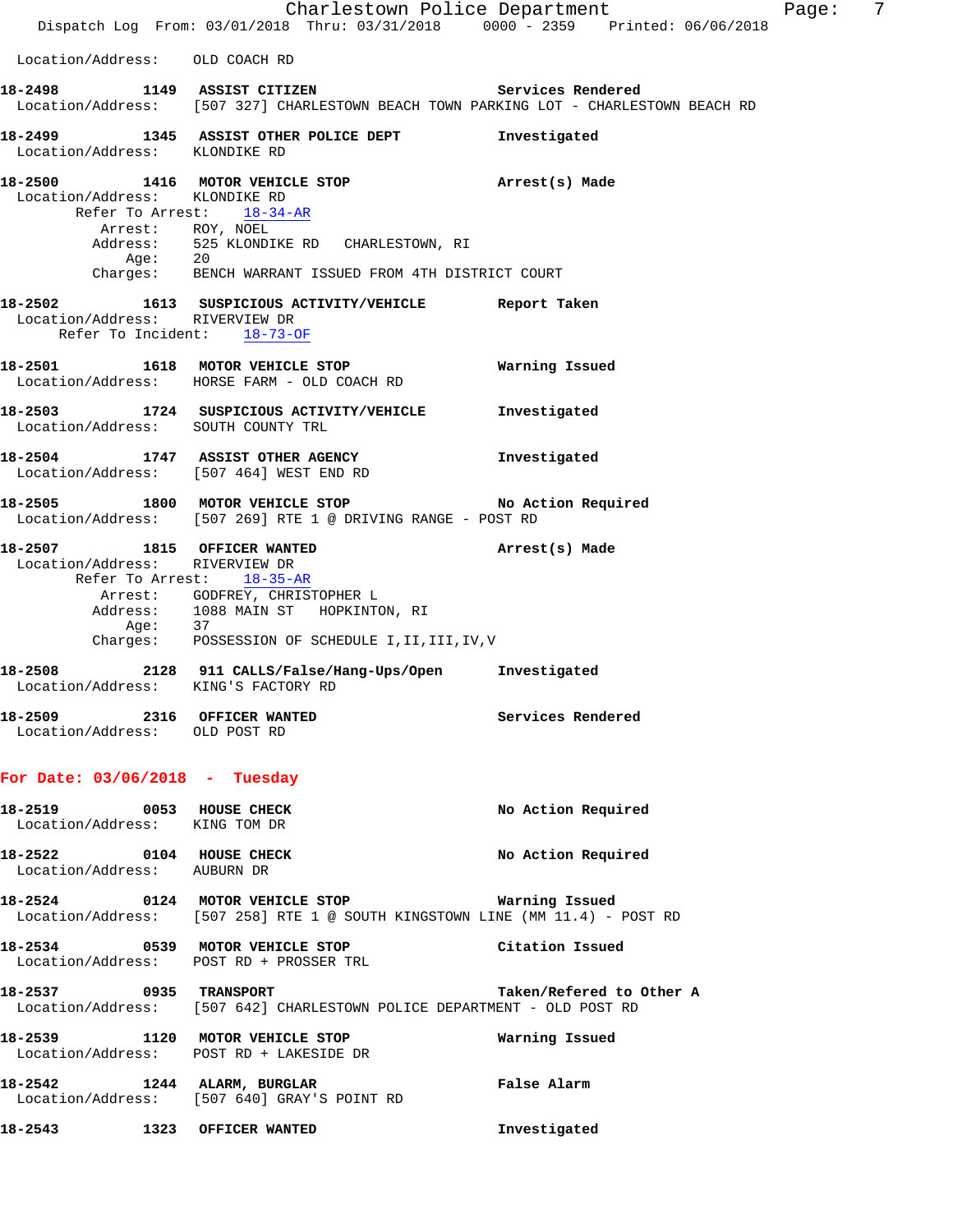Location/Address: OLD COACH RD

**18-2498 1149 ASSIST CITIZEN** Services Rendered
Location/Address: [507 327] CHARLESTOWN BEACH TOWN PARKING LOT - CHARLESTOWN BEACH RD

**18-2499 1345 ASSIST OTHER POLICE DEPT** Investigated
Location/Address: KLONDIKE RD

**18-2500 1416 MOTOR VEHICLE STOP** Arrest(s) Made
Location/Address: KLONDIKE RD
Refer To Arrest: 18-34-AR
Arrest: ROY, NOEL
Address: 525 KLONDIKE RD CHARLESTOWN, RI
Age: 20
Charges: BENCH WARRANT ISSUED FROM 4TH DISTRICT COURT

**18-2502 1613 SUSPICIOUS ACTIVITY/VEHICLE** Report Taken
Location/Address: RIVERVIEW DR
Refer To Incident: 18-73-OF

**18-2501 1618 MOTOR VEHICLE STOP** Warning Issued
Location/Address: HORSE FARM - OLD COACH RD

**18-2503 1724 SUSPICIOUS ACTIVITY/VEHICLE** Investigated
Location/Address: SOUTH COUNTY TRL

**18-2504 1747 ASSIST OTHER AGENCY** Investigated
Location/Address: [507 464] WEST END RD

**18-2505 1800 MOTOR VEHICLE STOP** No Action Required
Location/Address: [507 269] RTE 1 @ DRIVING RANGE - POST RD

**18-2507 1815 OFFICER WANTED** Arrest(s) Made
Location/Address: RIVERVIEW DR
Refer To Arrest: 18-35-AR
Arrest: GODFREY, CHRISTOPHER L
Address: 1088 MAIN ST HOPKINTON, RI
Age: 37
Charges: POSSESSION OF SCHEDULE I,II,III,IV,V

**18-2508 2128 911 CALLS/False/Hang-Ups/Open** Investigated
Location/Address: KING'S FACTORY RD

**18-2509 2316 OFFICER WANTED** Services Rendered
Location/Address: OLD POST RD

## For Date: 03/06/2018 - Tuesday

**18-2519 0053 HOUSE CHECK** No Action Required
Location/Address: KING TOM DR

**18-2522 0104 HOUSE CHECK** No Action Required
Location/Address: AUBURN DR

**18-2524 0124 MOTOR VEHICLE STOP** Warning Issued
Location/Address: [507 258] RTE 1 @ SOUTH KINGSTOWN LINE (MM 11.4) - POST RD

**18-2534 0539 MOTOR VEHICLE STOP** Citation Issued
Location/Address: POST RD + PROSSER TRL

**18-2537 0935 TRANSPORT** Taken/Refered to Other A
Location/Address: [507 642] CHARLESTOWN POLICE DEPARTMENT - OLD POST RD

**18-2539 1120 MOTOR VEHICLE STOP** Warning Issued
Location/Address: POST RD + LAKESIDE DR

**18-2542 1244 ALARM, BURGLAR** False Alarm
Location/Address: [507 640] GRAY'S POINT RD

**18-2543 1323 OFFICER WANTED** Investigated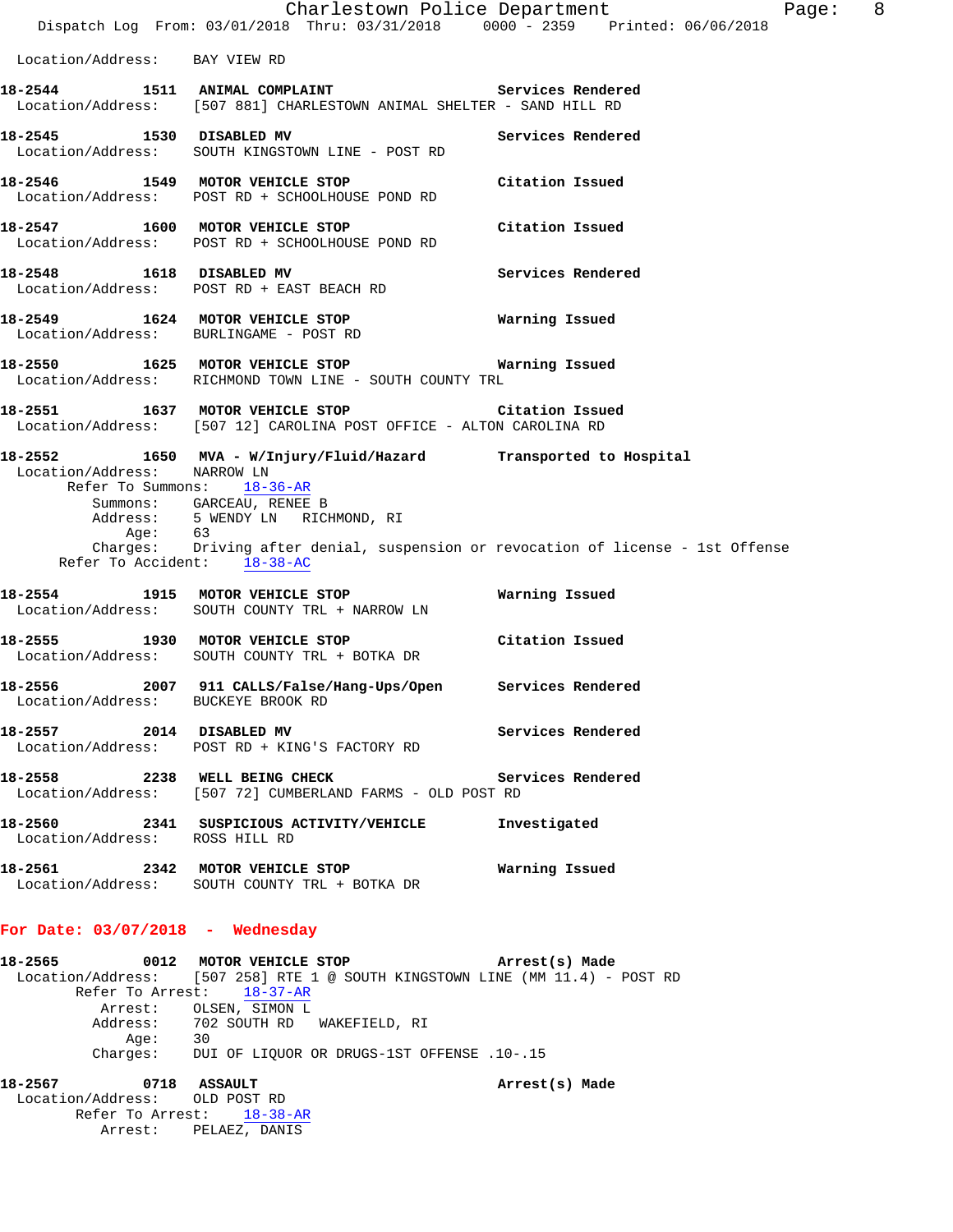Location/Address: BAY VIEW RD

**18-2544** 1511 **ANIMAL COMPLAINT** **Services Rendered**
Location/Address: [507 881] CHARLESTOWN ANIMAL SHELTER - SAND HILL RD

**18-2545** 1530 **DISABLED MV** **Services Rendered**
Location/Address: SOUTH KINGSTOWN LINE - POST RD

**18-2546** 1549 **MOTOR VEHICLE STOP** **Citation Issued**
Location/Address: POST RD + SCHOOLHOUSE POND RD

**18-2547** 1600 **MOTOR VEHICLE STOP** **Citation Issued**
Location/Address: POST RD + SCHOOLHOUSE POND RD

**18-2548** 1618 **DISABLED MV** **Services Rendered**
Location/Address: POST RD + EAST BEACH RD

**18-2549** 1624 **MOTOR VEHICLE STOP** **Warning Issued**
Location/Address: BURLINGAME - POST RD

**18-2550** 1625 **MOTOR VEHICLE STOP** **Warning Issued**
Location/Address: RICHMOND TOWN LINE - SOUTH COUNTY TRL

**18-2551** 1637 **MOTOR VEHICLE STOP** **Citation Issued**
Location/Address: [507 12] CAROLINA POST OFFICE - ALTON CAROLINA RD

**18-2552** 1650 **MVA - W/Injury/Fluid/Hazard** **Transported to Hospital**
Location/Address: NARROW LN
Refer To Summons: 18-36-AR
Summons: GARCEAU, RENEE B
Address: 5 WENDY LN RICHMOND, RI
Age: 63
Charges: Driving after denial, suspension or revocation of license - 1st Offense
Refer To Accident: 18-38-AC

**18-2554** 1915 **MOTOR VEHICLE STOP** **Warning Issued**
Location/Address: SOUTH COUNTY TRL + NARROW LN

**18-2555** 1930 **MOTOR VEHICLE STOP** **Citation Issued**
Location/Address: SOUTH COUNTY TRL + BOTKA DR

**18-2556** 2007 **911 CALLS/False/Hang-Ups/Open** **Services Rendered**
Location/Address: BUCKEYE BROOK RD

**18-2557** 2014 **DISABLED MV** **Services Rendered**
Location/Address: POST RD + KING'S FACTORY RD

**18-2558** 2238 **WELL BEING CHECK** **Services Rendered**
Location/Address: [507 72] CUMBERLAND FARMS - OLD POST RD

**18-2560** 2341 **SUSPICIOUS ACTIVITY/VEHICLE** **Investigated**
Location/Address: ROSS HILL RD

**18-2561** 2342 **MOTOR VEHICLE STOP** **Warning Issued**
Location/Address: SOUTH COUNTY TRL + BOTKA DR

## For Date: 03/07/2018 - Wednesday

**18-2565** 0012 **MOTOR VEHICLE STOP** **Arrest(s) Made**
Location/Address: [507 258] RTE 1 @ SOUTH KINGSTOWN LINE (MM 11.4) - POST RD
Refer To Arrest: 18-37-AR
Arrest: OLSEN, SIMON L
Address: 702 SOUTH RD WAKEFIELD, RI
Age: 30
Charges: DUI OF LIQUOR OR DRUGS-1ST OFFENSE .10-.15

**18-2567** 0718 **ASSAULT** **Arrest(s) Made**
Location/Address: OLD POST RD
Refer To Arrest: 18-38-AR
Arrest: PELAEZ, DANIS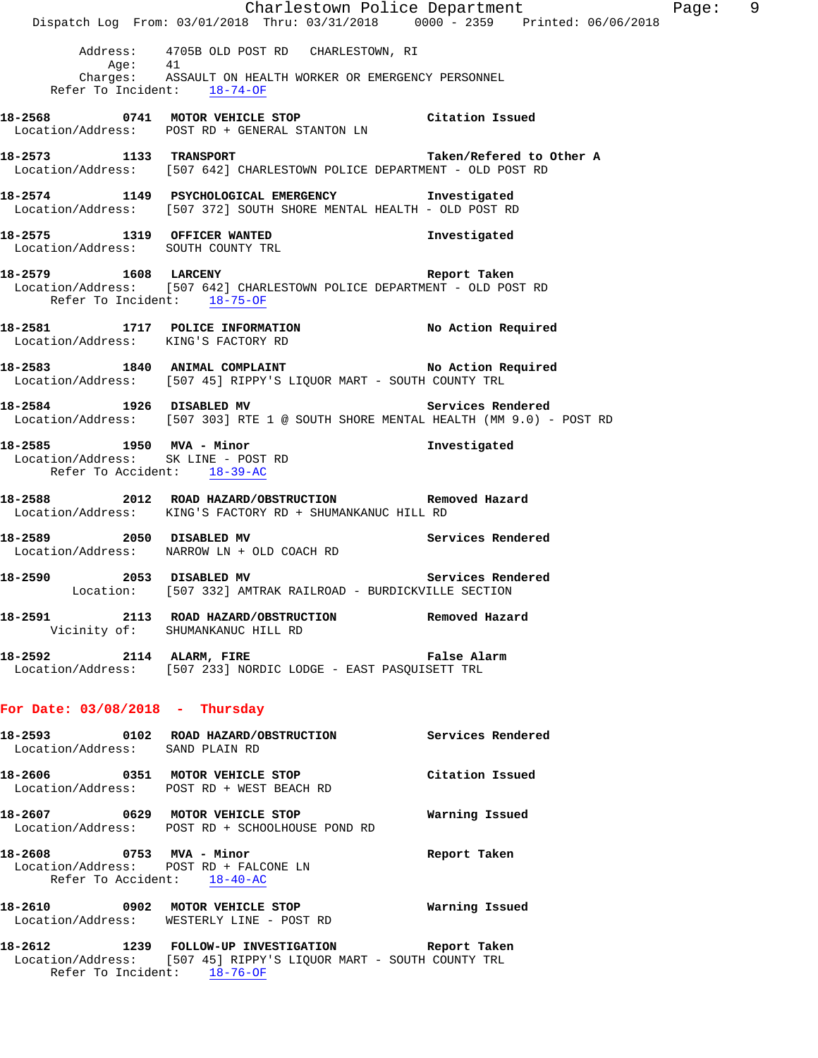Address: 4705B OLD POST RD CHARLESTOWN, RI
Age: 41
Charges: ASSAULT ON HEALTH WORKER OR EMERGENCY PERSONNEL
Refer To Incident: 18-74-OF

**18-2568 0741 MOTOR VEHICLE STOP** Citation Issued
Location/Address: POST RD + GENERAL STANTON LN

**18-2573 1133 TRANSPORT** Taken/Refered to Other A
Location/Address: [507 642] CHARLESTOWN POLICE DEPARTMENT - OLD POST RD

**18-2574 1149 PSYCHOLOGICAL EMERGENCY** Investigated
Location/Address: [507 372] SOUTH SHORE MENTAL HEALTH - OLD POST RD

**18-2575 1319 OFFICER WANTED** Investigated
Location/Address: SOUTH COUNTY TRL

**18-2579 1608 LARCENY** Report Taken
Location/Address: [507 642] CHARLESTOWN POLICE DEPARTMENT - OLD POST RD
Refer To Incident: 18-75-OF

**18-2581 1717 POLICE INFORMATION** No Action Required
Location/Address: KING'S FACTORY RD

**18-2583 1840 ANIMAL COMPLAINT** No Action Required
Location/Address: [507 45] RIPPY'S LIQUOR MART - SOUTH COUNTY TRL

**18-2584 1926 DISABLED MV** Services Rendered
Location/Address: [507 303] RTE 1 @ SOUTH SHORE MENTAL HEALTH (MM 9.0) - POST RD

**18-2585 1950 MVA - Minor** Investigated
Location/Address: SK LINE - POST RD
Refer To Accident: 18-39-AC

**18-2588 2012 ROAD HAZARD/OBSTRUCTION** Removed Hazard
Location/Address: KING'S FACTORY RD + SHUMANKANUC HILL RD

**18-2589 2050 DISABLED MV** Services Rendered
Location/Address: NARROW LN + OLD COACH RD

**18-2590 2053 DISABLED MV** Services Rendered
Location: [507 332] AMTRAK RAILROAD - BURDICKVILLE SECTION

**18-2591 2113 ROAD HAZARD/OBSTRUCTION** Removed Hazard
Vicinity of: SHUMANKANUC HILL RD

**18-2592 2114 ALARM, FIRE** False Alarm
Location/Address: [507 233] NORDIC LODGE - EAST PASQUISETT TRL

## For Date: 03/08/2018 - Thursday

**18-2593 0102 ROAD HAZARD/OBSTRUCTION** Services Rendered
Location/Address: SAND PLAIN RD

**18-2606 0351 MOTOR VEHICLE STOP** Citation Issued
Location/Address: POST RD + WEST BEACH RD

**18-2607 0629 MOTOR VEHICLE STOP** Warning Issued
Location/Address: POST RD + SCHOOLHOUSE POND RD

**18-2608 0753 MVA - Minor** Report Taken
Location/Address: POST RD + FALCONE LN
Refer To Accident: 18-40-AC

**18-2610 0902 MOTOR VEHICLE STOP** Warning Issued
Location/Address: WESTERLY LINE - POST RD

**18-2612 1239 FOLLOW-UP INVESTIGATION** Report Taken
Location/Address: [507 45] RIPPY'S LIQUOR MART - SOUTH COUNTY TRL
Refer To Incident: 18-76-OF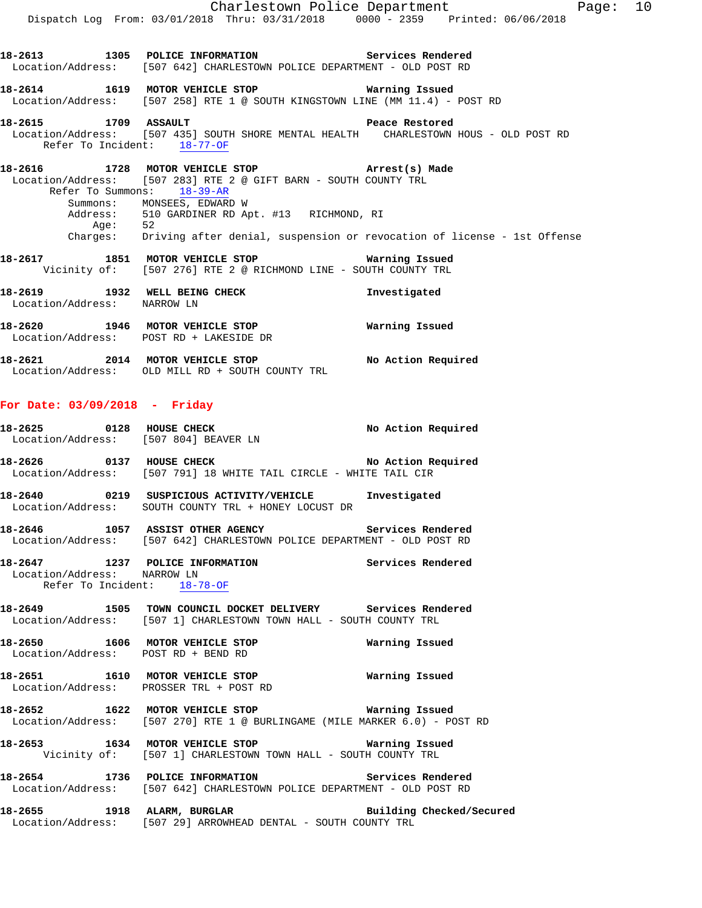**18-2613 1305 POLICE INFORMATION Services Rendered**
Location/Address: [507 642] CHARLESTOWN POLICE DEPARTMENT - OLD POST RD

**18-2614 1619 MOTOR VEHICLE STOP Warning Issued**
Location/Address: [507 258] RTE 1 @ SOUTH KINGSTOWN LINE (MM 11.4) - POST RD

**18-2615 1709 ASSAULT Peace Restored**
Location/Address: [507 435] SOUTH SHORE MENTAL HEALTH CHARLESTOWN HOUS - OLD POST RD
Refer To Incident: 18-77-OF

**18-2616 1728 MOTOR VEHICLE STOP Arrest(s) Made**
Location/Address: [507 283] RTE 2 @ GIFT BARN - SOUTH COUNTY TRL
Refer To Summons: 18-39-AR
Summons: MONSEES, EDWARD W
Address: 510 GARDINER RD Apt. #13 RICHMOND, RI
Age: 52
Charges: Driving after denial, suspension or revocation of license - 1st Offense

**18-2617 1851 MOTOR VEHICLE STOP Warning Issued**
Vicinity of: [507 276] RTE 2 @ RICHMOND LINE - SOUTH COUNTY TRL

**18-2619 1932 WELL BEING CHECK Investigated**
Location/Address: NARROW LN

**18-2620 1946 MOTOR VEHICLE STOP Warning Issued**
Location/Address: POST RD + LAKESIDE DR

**18-2621 2014 MOTOR VEHICLE STOP No Action Required**
Location/Address: OLD MILL RD + SOUTH COUNTY TRL

## For Date: 03/09/2018 - Friday

**18-2625 0128 HOUSE CHECK No Action Required**
Location/Address: [507 804] BEAVER LN

**18-2626 0137 HOUSE CHECK No Action Required**
Location/Address: [507 791] 18 WHITE TAIL CIRCLE - WHITE TAIL CIR

**18-2640 0219 SUSPICIOUS ACTIVITY/VEHICLE Investigated**
Location/Address: SOUTH COUNTY TRL + HONEY LOCUST DR

**18-2646 1057 ASSIST OTHER AGENCY Services Rendered**
Location/Address: [507 642] CHARLESTOWN POLICE DEPARTMENT - OLD POST RD

**18-2647 1237 POLICE INFORMATION Services Rendered**
Location/Address: NARROW LN
Refer To Incident: 18-78-OF

**18-2649 1505 TOWN COUNCIL DOCKET DELIVERY Services Rendered**
Location/Address: [507 1] CHARLESTOWN TOWN HALL - SOUTH COUNTY TRL

**18-2650 1606 MOTOR VEHICLE STOP Warning Issued**
Location/Address: POST RD + BEND RD

**18-2651 1610 MOTOR VEHICLE STOP Warning Issued**
Location/Address: PROSSER TRL + POST RD

**18-2652 1622 MOTOR VEHICLE STOP Warning Issued**
Location/Address: [507 270] RTE 1 @ BURLINGAME (MILE MARKER 6.0) - POST RD

**18-2653 1634 MOTOR VEHICLE STOP Warning Issued**
Vicinity of: [507 1] CHARLESTOWN TOWN HALL - SOUTH COUNTY TRL

**18-2654 1736 POLICE INFORMATION Services Rendered**
Location/Address: [507 642] CHARLESTOWN POLICE DEPARTMENT - OLD POST RD

**18-2655 1918 ALARM, BURGLAR Building Checked/Secured**
Location/Address: [507 29] ARROWHEAD DENTAL - SOUTH COUNTY TRL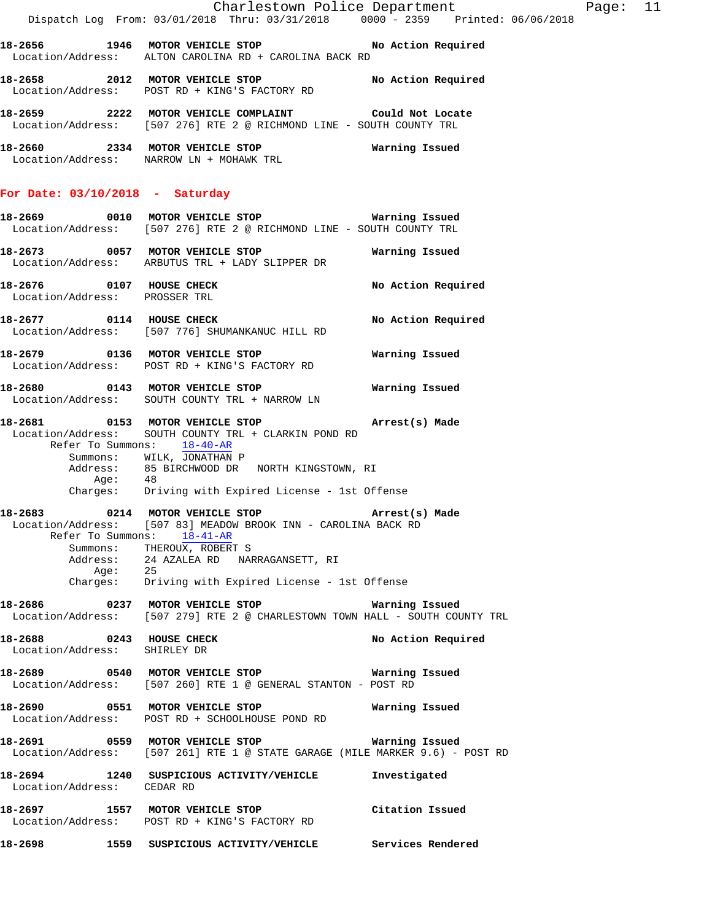18-2656 1946 MOTOR VEHICLE STOP No Action Required
Location/Address: ALTON CAROLINA RD + CAROLINA BACK RD

18-2658 2012 MOTOR VEHICLE STOP No Action Required
Location/Address: POST RD + KING'S FACTORY RD

18-2659 2222 MOTOR VEHICLE COMPLAINT Could Not Locate
Location/Address: [507 276] RTE 2 @ RICHMOND LINE - SOUTH COUNTY TRL

18-2660 2334 MOTOR VEHICLE STOP Warning Issued
Location/Address: NARROW LN + MOHAWK TRL

**For Date: 03/10/2018 - Saturday**

18-2669 0010 MOTOR VEHICLE STOP Warning Issued
Location/Address: [507 276] RTE 2 @ RICHMOND LINE - SOUTH COUNTY TRL

18-2673 0057 MOTOR VEHICLE STOP Warning Issued
Location/Address: ARBUTUS TRL + LADY SLIPPER DR

18-2676 0107 HOUSE CHECK No Action Required
Location/Address: PROSSER TRL

18-2677 0114 HOUSE CHECK No Action Required
Location/Address: [507 776] SHUMANKANUC HILL RD

18-2679 0136 MOTOR VEHICLE STOP Warning Issued
Location/Address: POST RD + KING'S FACTORY RD

18-2680 0143 MOTOR VEHICLE STOP Warning Issued
Location/Address: SOUTH COUNTY TRL + NARROW LN

18-2681 0153 MOTOR VEHICLE STOP Arrest(s) Made
Location/Address: SOUTH COUNTY TRL + CLARKIN POND RD
Refer To Summons: 18-40-AR
Summons: WILK, JONATHAN P
Address: 85 BIRCHWOOD DR NORTH KINGSTOWN, RI
Age: 48
Charges: Driving with Expired License - 1st Offense

18-2683 0214 MOTOR VEHICLE STOP Arrest(s) Made
Location/Address: [507 83] MEADOW BROOK INN - CAROLINA BACK RD
Refer To Summons: 18-41-AR
Summons: THEROUX, ROBERT S
Address: 24 AZALEA RD NARRAGANSETT, RI
Age: 25
Charges: Driving with Expired License - 1st Offense

18-2686 0237 MOTOR VEHICLE STOP Warning Issued
Location/Address: [507 279] RTE 2 @ CHARLESTOWN TOWN HALL - SOUTH COUNTY TRL

18-2688 0243 HOUSE CHECK No Action Required
Location/Address: SHIRLEY DR

18-2689 0540 MOTOR VEHICLE STOP Warning Issued
Location/Address: [507 260] RTE 1 @ GENERAL STANTON - POST RD

18-2690 0551 MOTOR VEHICLE STOP Warning Issued
Location/Address: POST RD + SCHOOLHOUSE POND RD

18-2691 0559 MOTOR VEHICLE STOP Warning Issued
Location/Address: [507 261] RTE 1 @ STATE GARAGE (MILE MARKER 9.6) - POST RD

18-2694 1240 SUSPICIOUS ACTIVITY/VEHICLE Investigated
Location/Address: CEDAR RD

18-2697 1557 MOTOR VEHICLE STOP Citation Issued
Location/Address: POST RD + KING'S FACTORY RD

18-2698 1559 SUSPICIOUS ACTIVITY/VEHICLE Services Rendered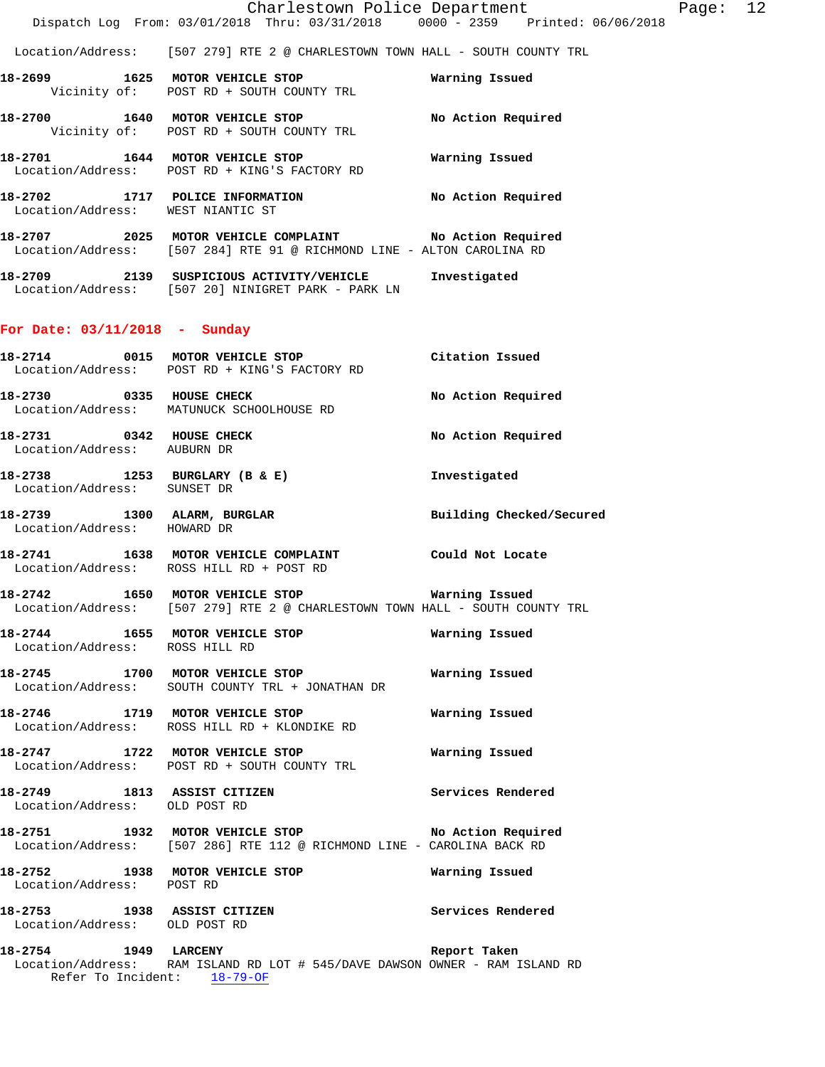Location/Address: [507 279] RTE 2 @ CHARLESTOWN TOWN HALL - SOUTH COUNTY TRL

**18-2699 1625 MOTOR VEHICLE STOP** Warning Issued
Vicinity of: POST RD + SOUTH COUNTY TRL

**18-2700 1640 MOTOR VEHICLE STOP** No Action Required
Vicinity of: POST RD + SOUTH COUNTY TRL

**18-2701 1644 MOTOR VEHICLE STOP** Warning Issued
Location/Address: POST RD + KING'S FACTORY RD

**18-2702 1717 POLICE INFORMATION** No Action Required
Location/Address: WEST NIANTIC ST

**18-2707 2025 MOTOR VEHICLE COMPLAINT** No Action Required
Location/Address: [507 284] RTE 91 @ RICHMOND LINE - ALTON CAROLINA RD

**18-2709 2139 SUSPICIOUS ACTIVITY/VEHICLE** Investigated
Location/Address: [507 20] NINIGRET PARK - PARK LN

## For Date: 03/11/2018 - Sunday

**18-2714 0015 MOTOR VEHICLE STOP** Citation Issued
Location/Address: POST RD + KING'S FACTORY RD

**18-2730 0335 HOUSE CHECK** No Action Required
Location/Address: MATUNUCK SCHOOLHOUSE RD

**18-2731 0342 HOUSE CHECK** No Action Required
Location/Address: AUBURN DR

**18-2738 1253 BURGLARY (B & E)** Investigated
Location/Address: SUNSET DR

**18-2739 1300 ALARM, BURGLAR** Building Checked/Secured
Location/Address: HOWARD DR

**18-2741 1638 MOTOR VEHICLE COMPLAINT** Could Not Locate
Location/Address: ROSS HILL RD + POST RD

**18-2742 1650 MOTOR VEHICLE STOP** Warning Issued
Location/Address: [507 279] RTE 2 @ CHARLESTOWN TOWN HALL - SOUTH COUNTY TRL

**18-2744 1655 MOTOR VEHICLE STOP** Warning Issued
Location/Address: ROSS HILL RD

**18-2745 1700 MOTOR VEHICLE STOP** Warning Issued
Location/Address: SOUTH COUNTY TRL + JONATHAN DR

**18-2746 1719 MOTOR VEHICLE STOP** Warning Issued
Location/Address: ROSS HILL RD + KLONDIKE RD

**18-2747 1722 MOTOR VEHICLE STOP** Warning Issued
Location/Address: POST RD + SOUTH COUNTY TRL

**18-2749 1813 ASSIST CITIZEN** Services Rendered
Location/Address: OLD POST RD

**18-2751 1932 MOTOR VEHICLE STOP** No Action Required
Location/Address: [507 286] RTE 112 @ RICHMOND LINE - CAROLINA BACK RD

**18-2752 1938 MOTOR VEHICLE STOP** Warning Issued
Location/Address: POST RD

**18-2753 1938 ASSIST CITIZEN** Services Rendered
Location/Address: OLD POST RD

**18-2754 1949 LARCENY** Report Taken
Location/Address: RAM ISLAND RD LOT # 545/DAVE DAWSON OWNER - RAM ISLAND RD
Refer To Incident: 18-79-OF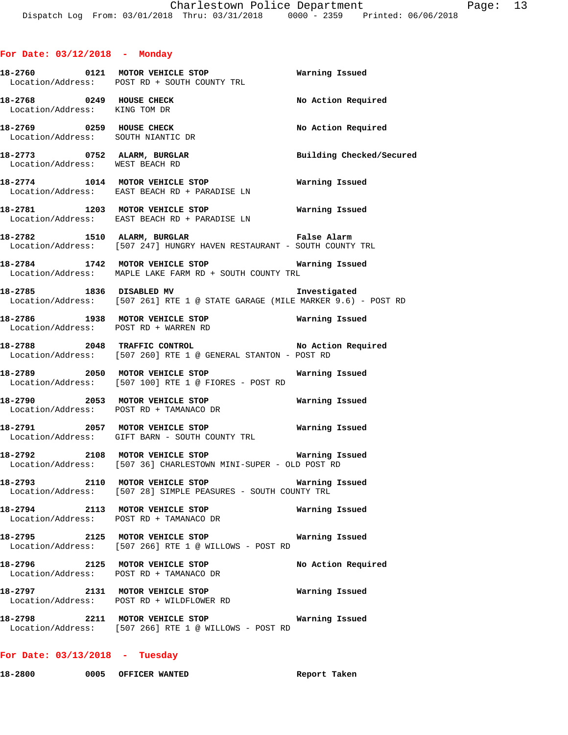## For Date: 03/12/2018 - Monday

**18-2760 0121 MOTOR VEHICLE STOP** — Warning Issued
Location/Address: POST RD + SOUTH COUNTY TRL

**18-2768 0249 HOUSE CHECK** — No Action Required
Location/Address: KING TOM DR

**18-2769 0259 HOUSE CHECK** — No Action Required
Location/Address: SOUTH NIANTIC DR

**18-2773 0752 ALARM, BURGLAR** — Building Checked/Secured
Location/Address: WEST BEACH RD

**18-2774 1014 MOTOR VEHICLE STOP** — Warning Issued
Location/Address: EAST BEACH RD + PARADISE LN

**18-2781 1203 MOTOR VEHICLE STOP** — Warning Issued
Location/Address: EAST BEACH RD + PARADISE LN

**18-2782 1510 ALARM, BURGLAR** — False Alarm
Location/Address: [507 247] HUNGRY HAVEN RESTAURANT - SOUTH COUNTY TRL

**18-2784 1742 MOTOR VEHICLE STOP** — Warning Issued
Location/Address: MAPLE LAKE FARM RD + SOUTH COUNTY TRL

**18-2785 1836 DISABLED MV** — Investigated
Location/Address: [507 261] RTE 1 @ STATE GARAGE (MILE MARKER 9.6) - POST RD

**18-2786 1938 MOTOR VEHICLE STOP** — Warning Issued
Location/Address: POST RD + WARREN RD

**18-2788 2048 TRAFFIC CONTROL** — No Action Required
Location/Address: [507 260] RTE 1 @ GENERAL STANTON - POST RD

**18-2789 2050 MOTOR VEHICLE STOP** — Warning Issued
Location/Address: [507 100] RTE 1 @ FIORES - POST RD

**18-2790 2053 MOTOR VEHICLE STOP** — Warning Issued
Location/Address: POST RD + TAMANACO DR

**18-2791 2057 MOTOR VEHICLE STOP** — Warning Issued
Location/Address: GIFT BARN - SOUTH COUNTY TRL

**18-2792 2108 MOTOR VEHICLE STOP** — Warning Issued
Location/Address: [507 36] CHARLESTOWN MINI-SUPER - OLD POST RD

**18-2793 2110 MOTOR VEHICLE STOP** — Warning Issued
Location/Address: [507 28] SIMPLE PEASURES - SOUTH COUNTY TRL

**18-2794 2113 MOTOR VEHICLE STOP** — Warning Issued
Location/Address: POST RD + TAMANACO DR

**18-2795 2125 MOTOR VEHICLE STOP** — Warning Issued
Location/Address: [507 266] RTE 1 @ WILLOWS - POST RD

**18-2796 2125 MOTOR VEHICLE STOP** — No Action Required
Location/Address: POST RD + TAMANACO DR

**18-2797 2131 MOTOR VEHICLE STOP** — Warning Issued
Location/Address: POST RD + WILDFLOWER RD

**18-2798 2211 MOTOR VEHICLE STOP** — Warning Issued
Location/Address: [507 266] RTE 1 @ WILLOWS - POST RD

## For Date: 03/13/2018 - Tuesday

**18-2800 0005 OFFICER WANTED** — Report Taken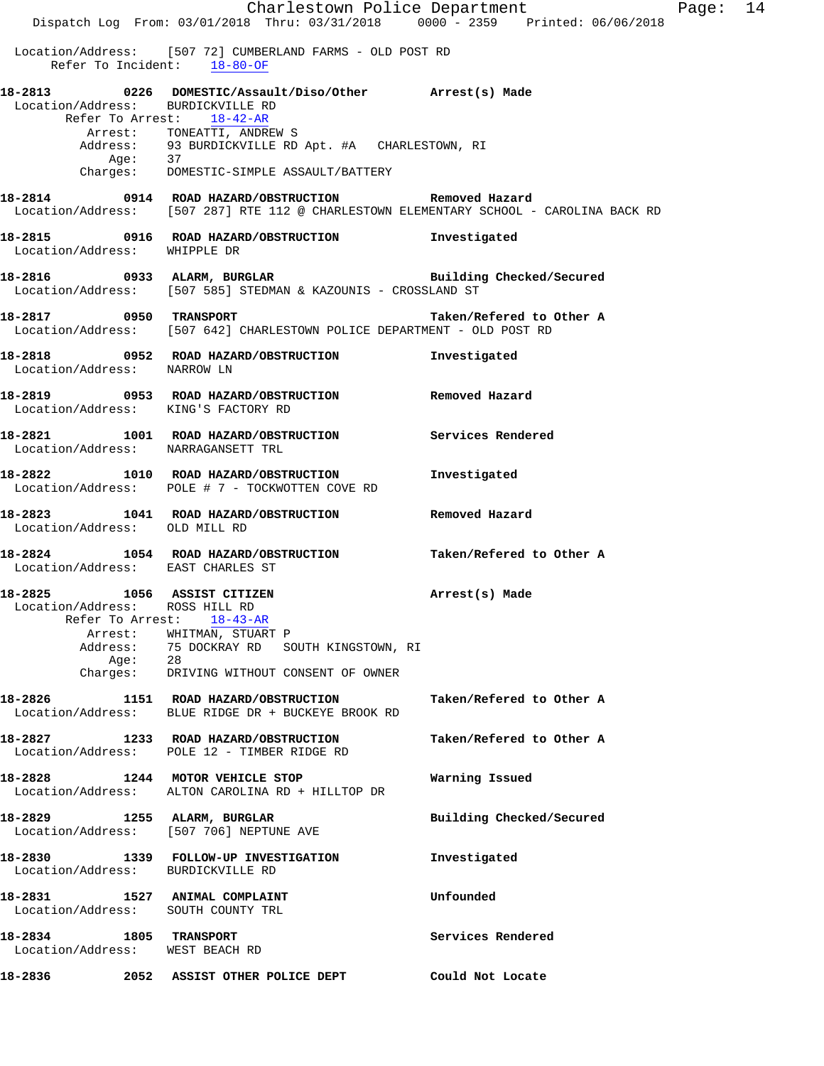Location/Address: [507 72] CUMBERLAND FARMS - OLD POST RD
Refer To Incident: 18-80-OF

**18-2813 0226 DOMESTIC/Assault/Diso/Other — Arrest(s) Made**
Location/Address: BURDICKVILLE RD
Refer To Arrest: 18-42-AR
Arrest: TONEATTI, ANDREW S
Address: 93 BURDICKVILLE RD Apt. #A CHARLESTOWN, RI
Age: 37
Charges: DOMESTIC-SIMPLE ASSAULT/BATTERY

**18-2814 0914 ROAD HAZARD/OBSTRUCTION — Removed Hazard**
Location/Address: [507 287] RTE 112 @ CHARLESTOWN ELEMENTARY SCHOOL - CAROLINA BACK RD

**18-2815 0916 ROAD HAZARD/OBSTRUCTION — Investigated**
Location/Address: WHIPPLE DR

**18-2816 0933 ALARM, BURGLAR — Building Checked/Secured**
Location/Address: [507 585] STEDMAN & KAZOUNIS - CROSSLAND ST

**18-2817 0950 TRANSPORT — Taken/Refered to Other A**
Location/Address: [507 642] CHARLESTOWN POLICE DEPARTMENT - OLD POST RD

**18-2818 0952 ROAD HAZARD/OBSTRUCTION — Investigated**
Location/Address: NARROW LN

**18-2819 0953 ROAD HAZARD/OBSTRUCTION — Removed Hazard**
Location/Address: KING'S FACTORY RD

**18-2821 1001 ROAD HAZARD/OBSTRUCTION — Services Rendered**
Location/Address: NARRAGANSETT TRL

**18-2822 1010 ROAD HAZARD/OBSTRUCTION — Investigated**
Location/Address: POLE # 7 - TOCKWOTTEN COVE RD

**18-2823 1041 ROAD HAZARD/OBSTRUCTION — Removed Hazard**
Location/Address: OLD MILL RD

**18-2824 1054 ROAD HAZARD/OBSTRUCTION — Taken/Refered to Other A**
Location/Address: EAST CHARLES ST

**18-2825 1056 ASSIST CITIZEN — Arrest(s) Made**
Location/Address: ROSS HILL RD
Refer To Arrest: 18-43-AR
Arrest: WHITMAN, STUART P
Address: 75 DOCKRAY RD SOUTH KINGSTOWN, RI
Age: 28
Charges: DRIVING WITHOUT CONSENT OF OWNER

**18-2826 1151 ROAD HAZARD/OBSTRUCTION — Taken/Refered to Other A**
Location/Address: BLUE RIDGE DR + BUCKEYE BROOK RD

**18-2827 1233 ROAD HAZARD/OBSTRUCTION — Taken/Refered to Other A**
Location/Address: POLE 12 - TIMBER RIDGE RD

**18-2828 1244 MOTOR VEHICLE STOP — Warning Issued**
Location/Address: ALTON CAROLINA RD + HILLTOP DR

**18-2829 1255 ALARM, BURGLAR — Building Checked/Secured**
Location/Address: [507 706] NEPTUNE AVE

**18-2830 1339 FOLLOW-UP INVESTIGATION — Investigated**
Location/Address: BURDICKVILLE RD

**18-2831 1527 ANIMAL COMPLAINT — Unfounded**
Location/Address: SOUTH COUNTY TRL

**18-2834 1805 TRANSPORT — Services Rendered**
Location/Address: WEST BEACH RD

**18-2836 2052 ASSIST OTHER POLICE DEPT — Could Not Locate**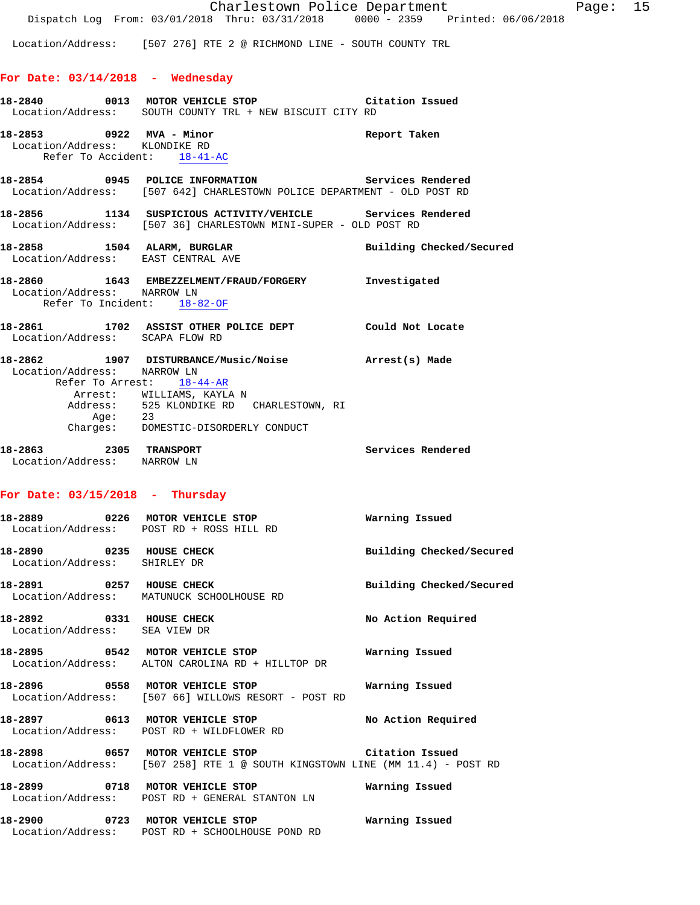Location/Address: [507 276] RTE 2 @ RICHMOND LINE - SOUTH COUNTY TRL

## For Date: 03/14/2018 - Wednesday

**18-2840 0013 MOTOR VEHICLE STOP** Citation Issued
Location/Address: SOUTH COUNTY TRL + NEW BISCUIT CITY RD

**18-2853 0922 MVA - Minor** Report Taken
Location/Address: KLONDIKE RD
Refer To Accident: 18-41-AC

**18-2854 0945 POLICE INFORMATION** Services Rendered
Location/Address: [507 642] CHARLESTOWN POLICE DEPARTMENT - OLD POST RD

**18-2856 1134 SUSPICIOUS ACTIVITY/VEHICLE** Services Rendered
Location/Address: [507 36] CHARLESTOWN MINI-SUPER - OLD POST RD

**18-2858 1504 ALARM, BURGLAR** Building Checked/Secured
Location/Address: EAST CENTRAL AVE

**18-2860 1643 EMBEZZELMENT/FRAUD/FORGERY** Investigated
Location/Address: NARROW LN
Refer To Incident: 18-82-OF

**18-2861 1702 ASSIST OTHER POLICE DEPT** Could Not Locate
Location/Address: SCAPA FLOW RD

**18-2862 1907 DISTURBANCE/Music/Noise** Arrest(s) Made
Location/Address: NARROW LN
Refer To Arrest: 18-44-AR
Arrest: WILLIAMS, KAYLA N
Address: 525 KLONDIKE RD CHARLESTOWN, RI
Age: 23
Charges: DOMESTIC-DISORDERLY CONDUCT

**18-2863 2305 TRANSPORT** Services Rendered
Location/Address: NARROW LN

## For Date: 03/15/2018 - Thursday

**18-2889 0226 MOTOR VEHICLE STOP** Warning Issued
Location/Address: POST RD + ROSS HILL RD

**18-2890 0235 HOUSE CHECK** Building Checked/Secured
Location/Address: SHIRLEY DR

**18-2891 0257 HOUSE CHECK** Building Checked/Secured
Location/Address: MATUNUCK SCHOOLHOUSE RD

**18-2892 0331 HOUSE CHECK** No Action Required
Location/Address: SEA VIEW DR

**18-2895 0542 MOTOR VEHICLE STOP** Warning Issued
Location/Address: ALTON CAROLINA RD + HILLTOP DR

**18-2896 0558 MOTOR VEHICLE STOP** Warning Issued
Location/Address: [507 66] WILLOWS RESORT - POST RD

**18-2897 0613 MOTOR VEHICLE STOP** No Action Required
Location/Address: POST RD + WILDFLOWER RD

**18-2898 0657 MOTOR VEHICLE STOP** Citation Issued
Location/Address: [507 258] RTE 1 @ SOUTH KINGSTOWN LINE (MM 11.4) - POST RD

**18-2899 0718 MOTOR VEHICLE STOP** Warning Issued
Location/Address: POST RD + GENERAL STANTON LN

**18-2900 0723 MOTOR VEHICLE STOP** Warning Issued
Location/Address: POST RD + SCHOOLHOUSE POND RD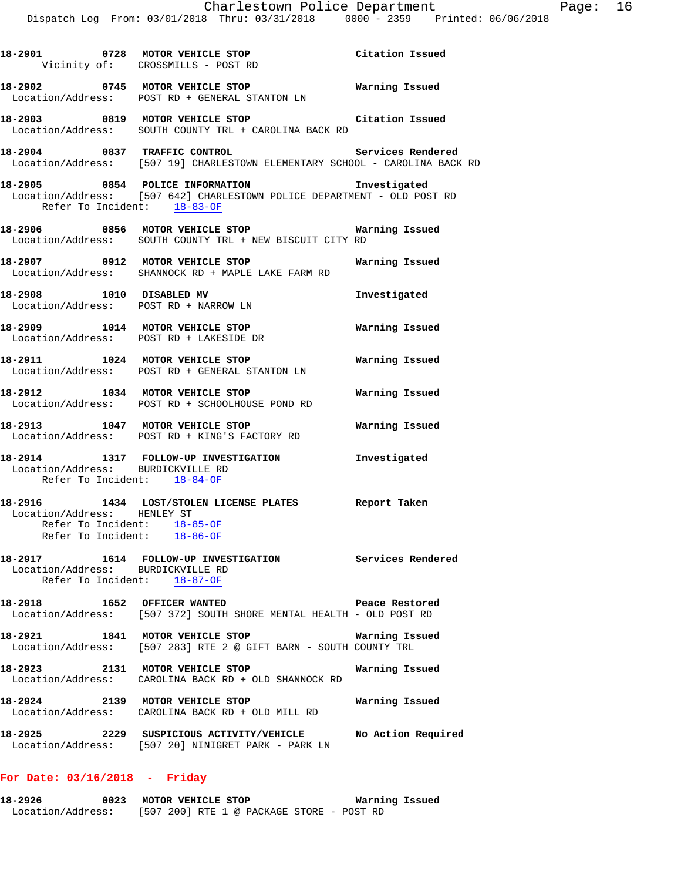18-2901 0728 MOTOR VEHICLE STOP Citation Issued
Vicinity of: CROSSMILLS - POST RD

18-2902 0745 MOTOR VEHICLE STOP Warning Issued
Location/Address: POST RD + GENERAL STANTON LN

18-2903 0819 MOTOR VEHICLE STOP Citation Issued
Location/Address: SOUTH COUNTY TRL + CAROLINA BACK RD

18-2904 0837 TRAFFIC CONTROL Services Rendered
Location/Address: [507 19] CHARLESTOWN ELEMENTARY SCHOOL - CAROLINA BACK RD

18-2905 0854 POLICE INFORMATION Investigated
Location/Address: [507 642] CHARLESTOWN POLICE DEPARTMENT - OLD POST RD
Refer To Incident: 18-83-OF

18-2906 0856 MOTOR VEHICLE STOP Warning Issued
Location/Address: SOUTH COUNTY TRL + NEW BISCUIT CITY RD

18-2907 0912 MOTOR VEHICLE STOP Warning Issued
Location/Address: SHANNOCK RD + MAPLE LAKE FARM RD

18-2908 1010 DISABLED MV Investigated
Location/Address: POST RD + NARROW LN

18-2909 1014 MOTOR VEHICLE STOP Warning Issued
Location/Address: POST RD + LAKESIDE DR

18-2911 1024 MOTOR VEHICLE STOP Warning Issued
Location/Address: POST RD + GENERAL STANTON LN

18-2912 1034 MOTOR VEHICLE STOP Warning Issued
Location/Address: POST RD + SCHOOLHOUSE POND RD

18-2913 1047 MOTOR VEHICLE STOP Warning Issued
Location/Address: POST RD + KING'S FACTORY RD

18-2914 1317 FOLLOW-UP INVESTIGATION Investigated
Location/Address: BURDICKVILLE RD
Refer To Incident: 18-84-OF

18-2916 1434 LOST/STOLEN LICENSE PLATES Report Taken
Location/Address: HENLEY ST
Refer To Incident: 18-85-OF
Refer To Incident: 18-86-OF

18-2917 1614 FOLLOW-UP INVESTIGATION Services Rendered
Location/Address: BURDICKVILLE RD
Refer To Incident: 18-87-OF

18-2918 1652 OFFICER WANTED Peace Restored
Location/Address: [507 372] SOUTH SHORE MENTAL HEALTH - OLD POST RD

18-2921 1841 MOTOR VEHICLE STOP Warning Issued
Location/Address: [507 283] RTE 2 @ GIFT BARN - SOUTH COUNTY TRL

18-2923 2131 MOTOR VEHICLE STOP Warning Issued
Location/Address: CAROLINA BACK RD + OLD SHANNOCK RD

18-2924 2139 MOTOR VEHICLE STOP Warning Issued
Location/Address: CAROLINA BACK RD + OLD MILL RD

18-2925 2229 SUSPICIOUS ACTIVITY/VEHICLE No Action Required
Location/Address: [507 20] NINIGRET PARK - PARK LN

**For Date: 03/16/2018 - Friday**

18-2926 0023 MOTOR VEHICLE STOP Warning Issued
Location/Address: [507 200] RTE 1 @ PACKAGE STORE - POST RD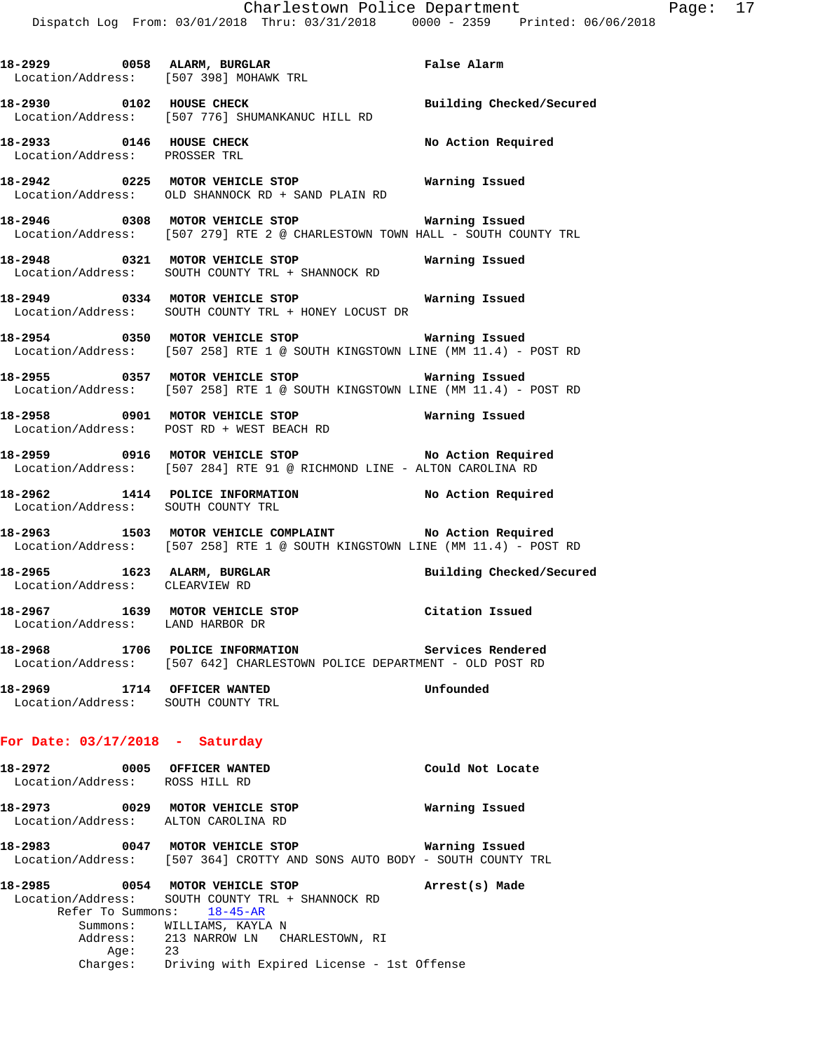**18-2929 0058 ALARM, BURGLAR** False Alarm
Location/Address: [507 398] MOHAWK TRL

**18-2930 0102 HOUSE CHECK** Building Checked/Secured
Location/Address: [507 776] SHUMANKANUC HILL RD

**18-2933 0146 HOUSE CHECK** No Action Required
Location/Address: PROSSER TRL

**18-2942 0225 MOTOR VEHICLE STOP** Warning Issued
Location/Address: OLD SHANNOCK RD + SAND PLAIN RD

**18-2946 0308 MOTOR VEHICLE STOP** Warning Issued
Location/Address: [507 279] RTE 2 @ CHARLESTOWN TOWN HALL - SOUTH COUNTY TRL

**18-2948 0321 MOTOR VEHICLE STOP** Warning Issued
Location/Address: SOUTH COUNTY TRL + SHANNOCK RD

**18-2949 0334 MOTOR VEHICLE STOP** Warning Issued
Location/Address: SOUTH COUNTY TRL + HONEY LOCUST DR

**18-2954 0350 MOTOR VEHICLE STOP** Warning Issued
Location/Address: [507 258] RTE 1 @ SOUTH KINGSTOWN LINE (MM 11.4) - POST RD

**18-2955 0357 MOTOR VEHICLE STOP** Warning Issued
Location/Address: [507 258] RTE 1 @ SOUTH KINGSTOWN LINE (MM 11.4) - POST RD

**18-2958 0901 MOTOR VEHICLE STOP** Warning Issued
Location/Address: POST RD + WEST BEACH RD

**18-2959 0916 MOTOR VEHICLE STOP** No Action Required
Location/Address: [507 284] RTE 91 @ RICHMOND LINE - ALTON CAROLINA RD

**18-2962 1414 POLICE INFORMATION** No Action Required
Location/Address: SOUTH COUNTY TRL

**18-2963 1503 MOTOR VEHICLE COMPLAINT** No Action Required
Location/Address: [507 258] RTE 1 @ SOUTH KINGSTOWN LINE (MM 11.4) - POST RD

**18-2965 1623 ALARM, BURGLAR** Building Checked/Secured
Location/Address: CLEARVIEW RD

**18-2967 1639 MOTOR VEHICLE STOP** Citation Issued
Location/Address: LAND HARBOR DR

**18-2968 1706 POLICE INFORMATION** Services Rendered
Location/Address: [507 642] CHARLESTOWN POLICE DEPARTMENT - OLD POST RD

**18-2969 1714 OFFICER WANTED** Unfounded
Location/Address: SOUTH COUNTY TRL

## For Date: 03/17/2018 - Saturday

**18-2972 0005 OFFICER WANTED** Could Not Locate
Location/Address: ROSS HILL RD

**18-2973 0029 MOTOR VEHICLE STOP** Warning Issued
Location/Address: ALTON CAROLINA RD

**18-2983 0047 MOTOR VEHICLE STOP** Warning Issued
Location/Address: [507 364] CROTTY AND SONS AUTO BODY - SOUTH COUNTY TRL

**18-2985 0054 MOTOR VEHICLE STOP** Arrest(s) Made
Location/Address: SOUTH COUNTY TRL + SHANNOCK RD
Refer To Summons: 18-45-AR
Summons: WILLIAMS, KAYLA N
Address: 213 NARROW LN CHARLESTOWN, RI
Age: 23
Charges: Driving with Expired License - 1st Offense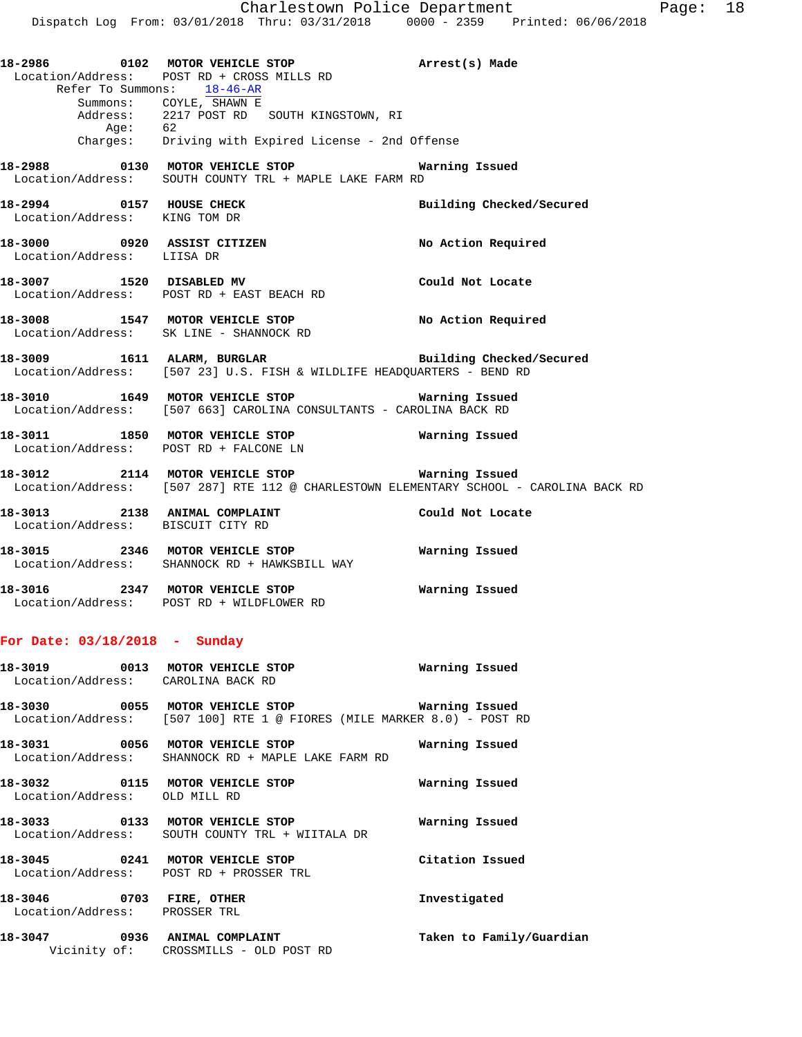**18-2986 0102 MOTOR VEHICLE STOP** — **Arrest(s) Made**
Location/Address: POST RD + CROSS MILLS RD
Refer To Summons: 18-46-AR
Summons: COYLE, SHAWN E
Address: 2217 POST RD SOUTH KINGSTOWN, RI
Age: 62
Charges: Driving with Expired License - 2nd Offense

**18-2988 0130 MOTOR VEHICLE STOP** — **Warning Issued**
Location/Address: SOUTH COUNTY TRL + MAPLE LAKE FARM RD

**18-2994 0157 HOUSE CHECK** — **Building Checked/Secured**
Location/Address: KING TOM DR

**18-3000 0920 ASSIST CITIZEN** — **No Action Required**
Location/Address: LIISA DR

**18-3007 1520 DISABLED MV** — **Could Not Locate**
Location/Address: POST RD + EAST BEACH RD

**18-3008 1547 MOTOR VEHICLE STOP** — **No Action Required**
Location/Address: SK LINE - SHANNOCK RD

**18-3009 1611 ALARM, BURGLAR** — **Building Checked/Secured**
Location/Address: [507 23] U.S. FISH & WILDLIFE HEADQUARTERS - BEND RD

**18-3010 1649 MOTOR VEHICLE STOP** — **Warning Issued**
Location/Address: [507 663] CAROLINA CONSULTANTS - CAROLINA BACK RD

**18-3011 1850 MOTOR VEHICLE STOP** — **Warning Issued**
Location/Address: POST RD + FALCONE LN

**18-3012 2114 MOTOR VEHICLE STOP** — **Warning Issued**
Location/Address: [507 287] RTE 112 @ CHARLESTOWN ELEMENTARY SCHOOL - CAROLINA BACK RD

**18-3013 2138 ANIMAL COMPLAINT** — **Could Not Locate**
Location/Address: BISCUIT CITY RD

**18-3015 2346 MOTOR VEHICLE STOP** — **Warning Issued**
Location/Address: SHANNOCK RD + HAWKSBILL WAY

**18-3016 2347 MOTOR VEHICLE STOP** — **Warning Issued**
Location/Address: POST RD + WILDFLOWER RD

## For Date: 03/18/2018 - Sunday

**18-3019 0013 MOTOR VEHICLE STOP** — **Warning Issued**
Location/Address: CAROLINA BACK RD

**18-3030 0055 MOTOR VEHICLE STOP** — **Warning Issued**
Location/Address: [507 100] RTE 1 @ FIORES (MILE MARKER 8.0) - POST RD

**18-3031 0056 MOTOR VEHICLE STOP** — **Warning Issued**
Location/Address: SHANNOCK RD + MAPLE LAKE FARM RD

**18-3032 0115 MOTOR VEHICLE STOP** — **Warning Issued**
Location/Address: OLD MILL RD

**18-3033 0133 MOTOR VEHICLE STOP** — **Warning Issued**
Location/Address: SOUTH COUNTY TRL + WIITALA DR

**18-3045 0241 MOTOR VEHICLE STOP** — **Citation Issued**
Location/Address: POST RD + PROSSER TRL

**18-3046 0703 FIRE, OTHER** — **Investigated**
Location/Address: PROSSER TRL

**18-3047 0936 ANIMAL COMPLAINT** — **Taken to Family/Guardian**
Vicinity of: CROSSMILLS - OLD POST RD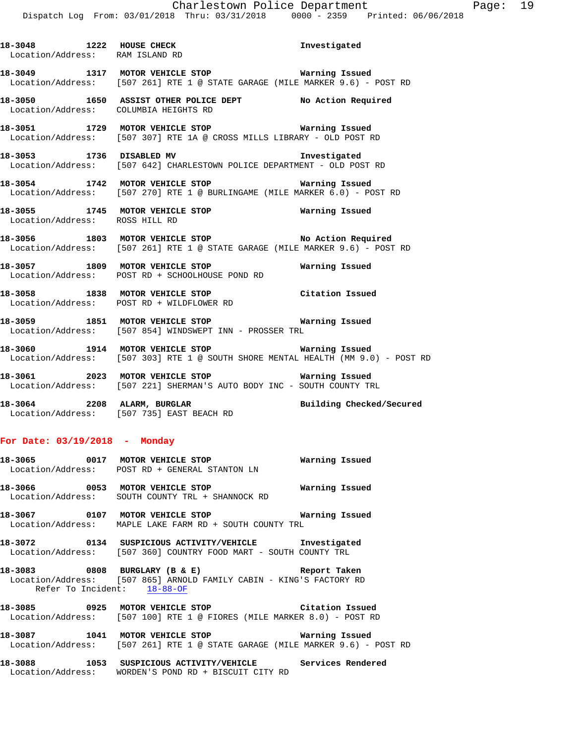18-3048 1222 HOUSE CHECK Investigated
Location/Address: RAM ISLAND RD

18-3049 1317 MOTOR VEHICLE STOP Warning Issued
Location/Address: [507 261] RTE 1 @ STATE GARAGE (MILE MARKER 9.6) - POST RD

18-3050 1650 ASSIST OTHER POLICE DEPT No Action Required
Location/Address: COLUMBIA HEIGHTS RD

18-3051 1729 MOTOR VEHICLE STOP Warning Issued
Location/Address: [507 307] RTE 1A @ CROSS MILLS LIBRARY - OLD POST RD

18-3053 1736 DISABLED MV Investigated
Location/Address: [507 642] CHARLESTOWN POLICE DEPARTMENT - OLD POST RD

18-3054 1742 MOTOR VEHICLE STOP Warning Issued
Location/Address: [507 270] RTE 1 @ BURLINGAME (MILE MARKER 6.0) - POST RD

18-3055 1745 MOTOR VEHICLE STOP Warning Issued
Location/Address: ROSS HILL RD

18-3056 1803 MOTOR VEHICLE STOP No Action Required
Location/Address: [507 261] RTE 1 @ STATE GARAGE (MILE MARKER 9.6) - POST RD

18-3057 1809 MOTOR VEHICLE STOP Warning Issued
Location/Address: POST RD + SCHOOLHOUSE POND RD

18-3058 1838 MOTOR VEHICLE STOP Citation Issued
Location/Address: POST RD + WILDFLOWER RD

18-3059 1851 MOTOR VEHICLE STOP Warning Issued
Location/Address: [507 854] WINDSWEPT INN - PROSSER TRL

18-3060 1914 MOTOR VEHICLE STOP Warning Issued
Location/Address: [507 303] RTE 1 @ SOUTH SHORE MENTAL HEALTH (MM 9.0) - POST RD

18-3061 2023 MOTOR VEHICLE STOP Warning Issued
Location/Address: [507 221] SHERMAN'S AUTO BODY INC - SOUTH COUNTY TRL

18-3064 2208 ALARM, BURGLAR Building Checked/Secured
Location/Address: [507 735] EAST BEACH RD

**For Date: 03/19/2018 - Monday**

18-3065 0017 MOTOR VEHICLE STOP Warning Issued
Location/Address: POST RD + GENERAL STANTON LN

18-3066 0053 MOTOR VEHICLE STOP Warning Issued
Location/Address: SOUTH COUNTY TRL + SHANNOCK RD

18-3067 0107 MOTOR VEHICLE STOP Warning Issued
Location/Address: MAPLE LAKE FARM RD + SOUTH COUNTY TRL

18-3072 0134 SUSPICIOUS ACTIVITY/VEHICLE Investigated
Location/Address: [507 360] COUNTRY FOOD MART - SOUTH COUNTY TRL

18-3083 0808 BURGLARY (B & E) Report Taken
Location/Address: [507 865] ARNOLD FAMILY CABIN - KING'S FACTORY RD
Refer To Incident: 18-88-OF

18-3085 0925 MOTOR VEHICLE STOP Citation Issued
Location/Address: [507 100] RTE 1 @ FIORES (MILE MARKER 8.0) - POST RD

18-3087 1041 MOTOR VEHICLE STOP Warning Issued
Location/Address: [507 261] RTE 1 @ STATE GARAGE (MILE MARKER 9.6) - POST RD

18-3088 1053 SUSPICIOUS ACTIVITY/VEHICLE Services Rendered
Location/Address: WORDEN'S POND RD + BISCUIT CITY RD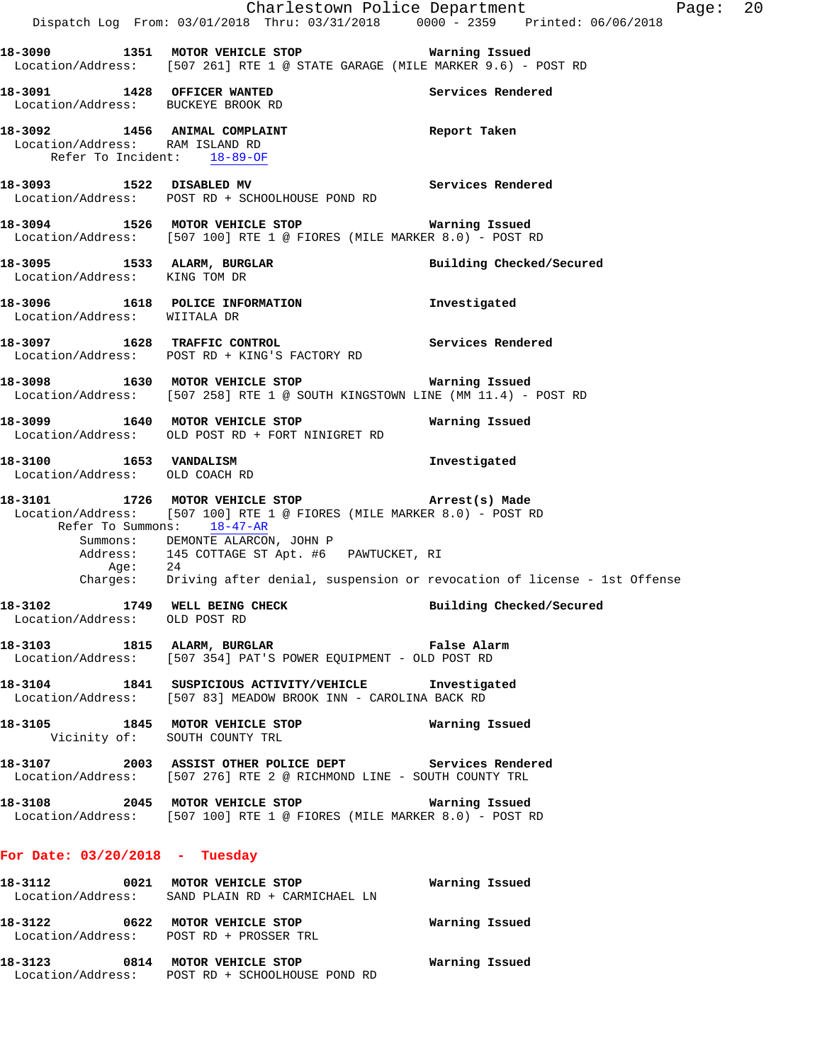**18-3090 1351 MOTOR VEHICLE STOP** Warning Issued
Location/Address: [507 261] RTE 1 @ STATE GARAGE (MILE MARKER 9.6) - POST RD

**18-3091 1428 OFFICER WANTED** Services Rendered
Location/Address: BUCKEYE BROOK RD

**18-3092 1456 ANIMAL COMPLAINT** Report Taken
Location/Address: RAM ISLAND RD
Refer To Incident: 18-89-OF

**18-3093 1522 DISABLED MV** Services Rendered
Location/Address: POST RD + SCHOOLHOUSE POND RD

**18-3094 1526 MOTOR VEHICLE STOP** Warning Issued
Location/Address: [507 100] RTE 1 @ FIORES (MILE MARKER 8.0) - POST RD

**18-3095 1533 ALARM, BURGLAR** Building Checked/Secured
Location/Address: KING TOM DR

**18-3096 1618 POLICE INFORMATION** Investigated
Location/Address: WIITALA DR

**18-3097 1628 TRAFFIC CONTROL** Services Rendered
Location/Address: POST RD + KING'S FACTORY RD

**18-3098 1630 MOTOR VEHICLE STOP** Warning Issued
Location/Address: [507 258] RTE 1 @ SOUTH KINGSTOWN LINE (MM 11.4) - POST RD

**18-3099 1640 MOTOR VEHICLE STOP** Warning Issued
Location/Address: OLD POST RD + FORT NINIGRET RD

**18-3100 1653 VANDALISM** Investigated
Location/Address: OLD COACH RD

**18-3101 1726 MOTOR VEHICLE STOP** Arrest(s) Made
Location/Address: [507 100] RTE 1 @ FIORES (MILE MARKER 8.0) - POST RD
Refer To Summons: 18-47-AR
Summons: DEMONTE ALARCON, JOHN P
Address: 145 COTTAGE ST Apt. #6 PAWTUCKET, RI
Age: 24
Charges: Driving after denial, suspension or revocation of license - 1st Offense

**18-3102 1749 WELL BEING CHECK** Building Checked/Secured
Location/Address: OLD POST RD

**18-3103 1815 ALARM, BURGLAR** False Alarm
Location/Address: [507 354] PAT'S POWER EQUIPMENT - OLD POST RD

**18-3104 1841 SUSPICIOUS ACTIVITY/VEHICLE** Investigated
Location/Address: [507 83] MEADOW BROOK INN - CAROLINA BACK RD

**18-3105 1845 MOTOR VEHICLE STOP** Warning Issued
Vicinity of: SOUTH COUNTY TRL

**18-3107 2003 ASSIST OTHER POLICE DEPT** Services Rendered
Location/Address: [507 276] RTE 2 @ RICHMOND LINE - SOUTH COUNTY TRL

**18-3108 2045 MOTOR VEHICLE STOP** Warning Issued
Location/Address: [507 100] RTE 1 @ FIORES (MILE MARKER 8.0) - POST RD

## For Date: 03/20/2018 - Tuesday

**18-3112 0021 MOTOR VEHICLE STOP** Warning Issued
Location/Address: SAND PLAIN RD + CARMICHAEL LN

**18-3122 0622 MOTOR VEHICLE STOP** Warning Issued
Location/Address: POST RD + PROSSER TRL

**18-3123 0814 MOTOR VEHICLE STOP** Warning Issued
Location/Address: POST RD + SCHOOLHOUSE POND RD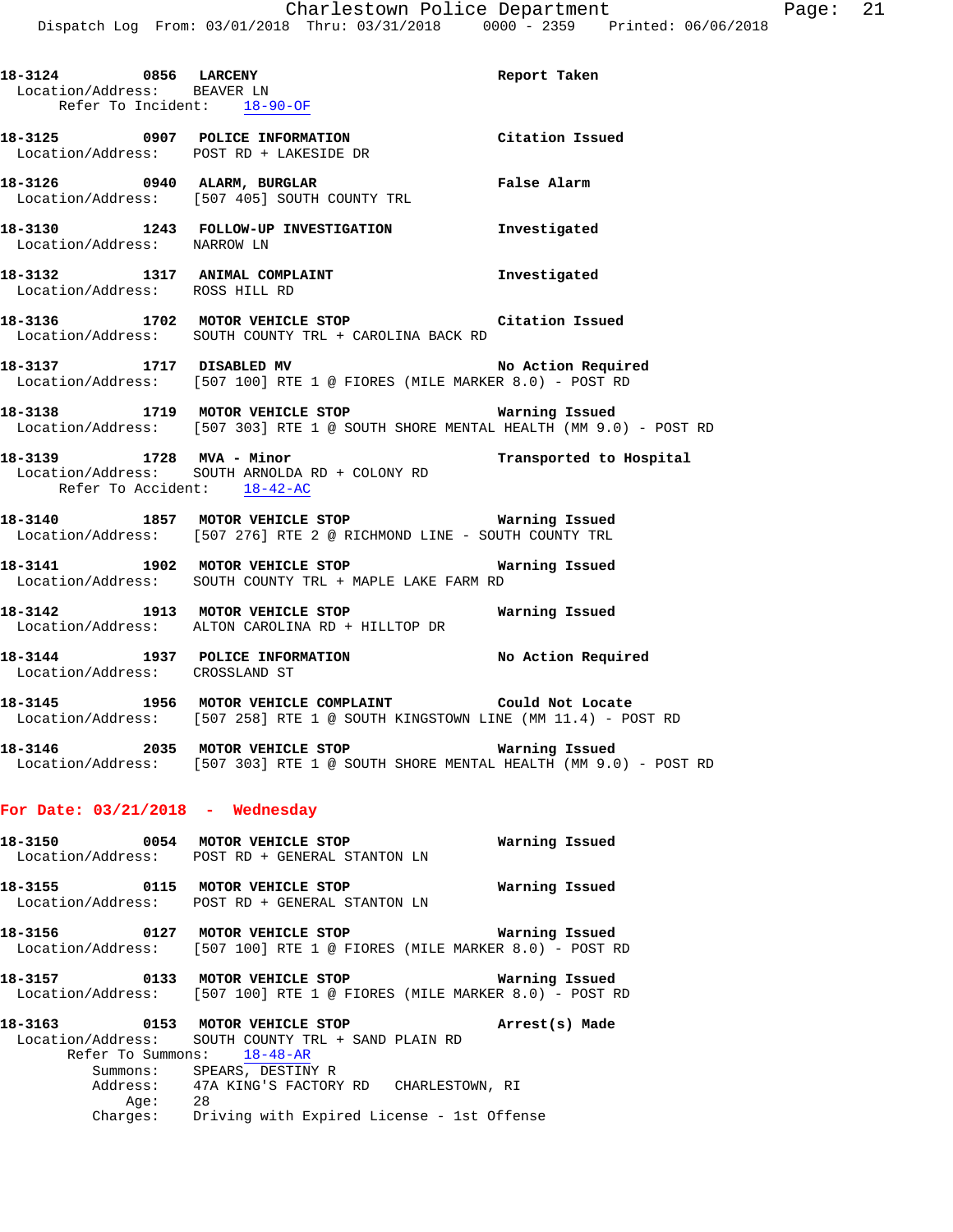18-3124 0856 LARCENY Report Taken
Location/Address: BEAVER LN
Refer To Incident: 18-90-OF

18-3125 0907 POLICE INFORMATION Citation Issued
Location/Address: POST RD + LAKESIDE DR

18-3126 0940 ALARM, BURGLAR False Alarm
Location/Address: [507 405] SOUTH COUNTY TRL

18-3130 1243 FOLLOW-UP INVESTIGATION Investigated
Location/Address: NARROW LN

18-3132 1317 ANIMAL COMPLAINT Investigated
Location/Address: ROSS HILL RD

18-3136 1702 MOTOR VEHICLE STOP Citation Issued
Location/Address: SOUTH COUNTY TRL + CAROLINA BACK RD

18-3137 1717 DISABLED MV No Action Required
Location/Address: [507 100] RTE 1 @ FIORES (MILE MARKER 8.0) - POST RD

18-3138 1719 MOTOR VEHICLE STOP Warning Issued
Location/Address: [507 303] RTE 1 @ SOUTH SHORE MENTAL HEALTH (MM 9.0) - POST RD

18-3139 1728 MVA - Minor Transported to Hospital
Location/Address: SOUTH ARNOLDA RD + COLONY RD
Refer To Accident: 18-42-AC

18-3140 1857 MOTOR VEHICLE STOP Warning Issued
Location/Address: [507 276] RTE 2 @ RICHMOND LINE - SOUTH COUNTY TRL

18-3141 1902 MOTOR VEHICLE STOP Warning Issued
Location/Address: SOUTH COUNTY TRL + MAPLE LAKE FARM RD

18-3142 1913 MOTOR VEHICLE STOP Warning Issued
Location/Address: ALTON CAROLINA RD + HILLTOP DR

18-3144 1937 POLICE INFORMATION No Action Required
Location/Address: CROSSLAND ST

18-3145 1956 MOTOR VEHICLE COMPLAINT Could Not Locate
Location/Address: [507 258] RTE 1 @ SOUTH KINGSTOWN LINE (MM 11.4) - POST RD

18-3146 2035 MOTOR VEHICLE STOP Warning Issued
Location/Address: [507 303] RTE 1 @ SOUTH SHORE MENTAL HEALTH (MM 9.0) - POST RD

## For Date: 03/21/2018 - Wednesday

18-3150 0054 MOTOR VEHICLE STOP Warning Issued
Location/Address: POST RD + GENERAL STANTON LN

18-3155 0115 MOTOR VEHICLE STOP Warning Issued
Location/Address: POST RD + GENERAL STANTON LN

18-3156 0127 MOTOR VEHICLE STOP Warning Issued
Location/Address: [507 100] RTE 1 @ FIORES (MILE MARKER 8.0) - POST RD

18-3157 0133 MOTOR VEHICLE STOP Warning Issued
Location/Address: [507 100] RTE 1 @ FIORES (MILE MARKER 8.0) - POST RD

18-3163 0153 MOTOR VEHICLE STOP Arrest(s) Made
Location/Address: SOUTH COUNTY TRL + SAND PLAIN RD
Refer To Summons: 18-48-AR
Summons: SPEARS, DESTINY R
Address: 47A KING'S FACTORY RD CHARLESTOWN, RI
Age: 28
Charges: Driving with Expired License - 1st Offense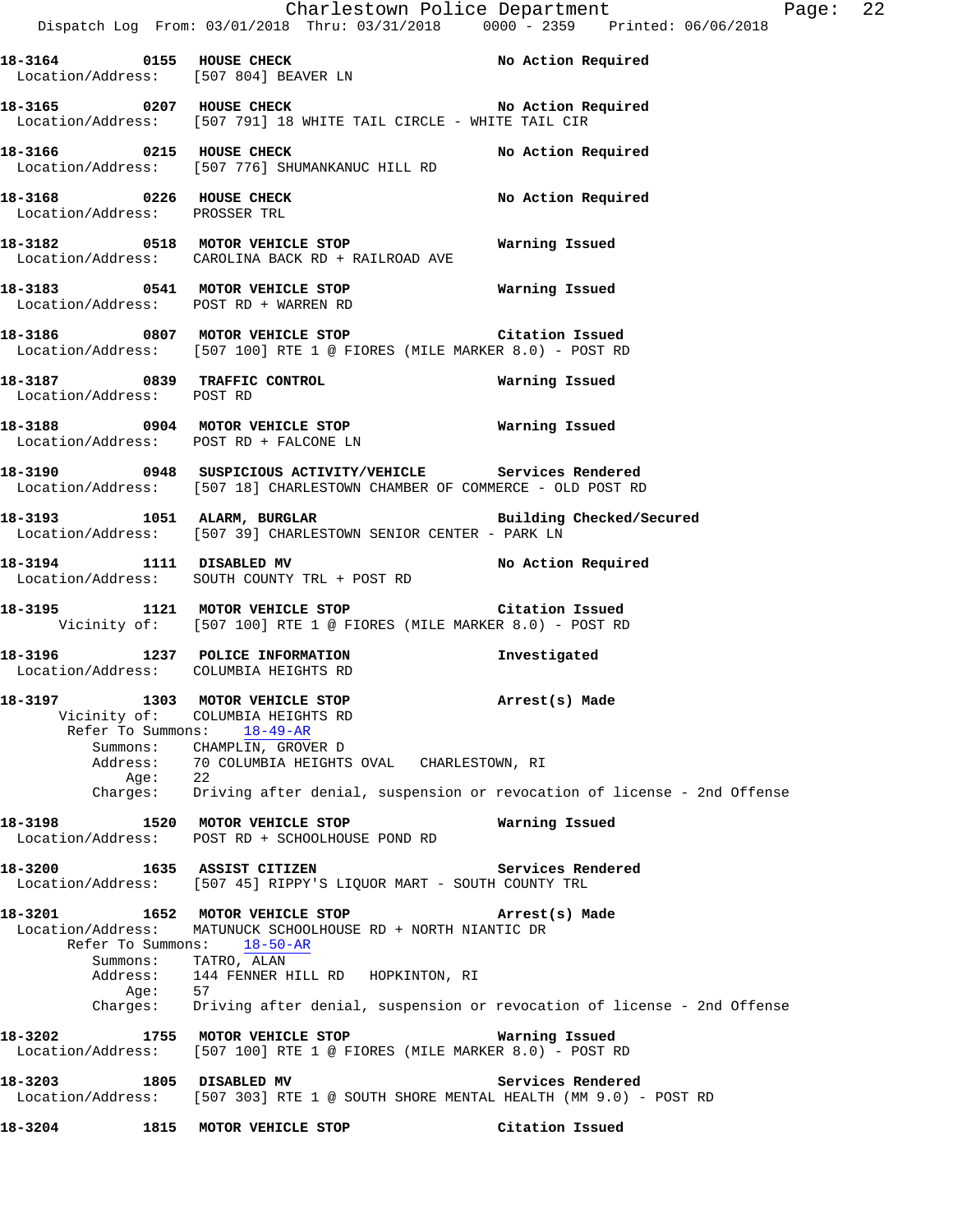18-3164 0155 HOUSE CHECK No Action Required
Location/Address: [507 804] BEAVER LN

18-3165 0207 HOUSE CHECK No Action Required
Location/Address: [507 791] 18 WHITE TAIL CIRCLE - WHITE TAIL CIR

18-3166 0215 HOUSE CHECK No Action Required
Location/Address: [507 776] SHUMANKANUC HILL RD

18-3168 0226 HOUSE CHECK No Action Required
Location/Address: PROSSER TRL

18-3182 0518 MOTOR VEHICLE STOP Warning Issued
Location/Address: CAROLINA BACK RD + RAILROAD AVE

18-3183 0541 MOTOR VEHICLE STOP Warning Issued
Location/Address: POST RD + WARREN RD

18-3186 0807 MOTOR VEHICLE STOP Citation Issued
Location/Address: [507 100] RTE 1 @ FIORES (MILE MARKER 8.0) - POST RD

18-3187 0839 TRAFFIC CONTROL Warning Issued
Location/Address: POST RD

18-3188 0904 MOTOR VEHICLE STOP Warning Issued
Location/Address: POST RD + FALCONE LN

18-3190 0948 SUSPICIOUS ACTIVITY/VEHICLE Services Rendered
Location/Address: [507 18] CHARLESTOWN CHAMBER OF COMMERCE - OLD POST RD

18-3193 1051 ALARM, BURGLAR Building Checked/Secured
Location/Address: [507 39] CHARLESTOWN SENIOR CENTER - PARK LN

18-3194 1111 DISABLED MV No Action Required
Location/Address: SOUTH COUNTY TRL + POST RD

18-3195 1121 MOTOR VEHICLE STOP Citation Issued
Vicinity of: [507 100] RTE 1 @ FIORES (MILE MARKER 8.0) - POST RD

18-3196 1237 POLICE INFORMATION Investigated
Location/Address: COLUMBIA HEIGHTS RD

18-3197 1303 MOTOR VEHICLE STOP Arrest(s) Made
Vicinity of: COLUMBIA HEIGHTS RD
Refer To Summons: 18-49-AR
Summons: CHAMPLIN, GROVER D
Address: 70 COLUMBIA HEIGHTS OVAL CHARLESTOWN, RI
Age: 22
Charges: Driving after denial, suspension or revocation of license - 2nd Offense

18-3198 1520 MOTOR VEHICLE STOP Warning Issued
Location/Address: POST RD + SCHOOLHOUSE POND RD

18-3200 1635 ASSIST CITIZEN Services Rendered
Location/Address: [507 45] RIPPY'S LIQUOR MART - SOUTH COUNTY TRL

18-3201 1652 MOTOR VEHICLE STOP Arrest(s) Made
Location/Address: MATUNUCK SCHOOLHOUSE RD + NORTH NIANTIC DR
Refer To Summons: 18-50-AR
Summons: TATRO, ALAN
Address: 144 FENNER HILL RD HOPKINTON, RI
Age: 57
Charges: Driving after denial, suspension or revocation of license - 2nd Offense

18-3202 1755 MOTOR VEHICLE STOP Warning Issued
Location/Address: [507 100] RTE 1 @ FIORES (MILE MARKER 8.0) - POST RD

18-3203 1805 DISABLED MV Services Rendered
Location/Address: [507 303] RTE 1 @ SOUTH SHORE MENTAL HEALTH (MM 9.0) - POST RD

18-3204 1815 MOTOR VEHICLE STOP Citation Issued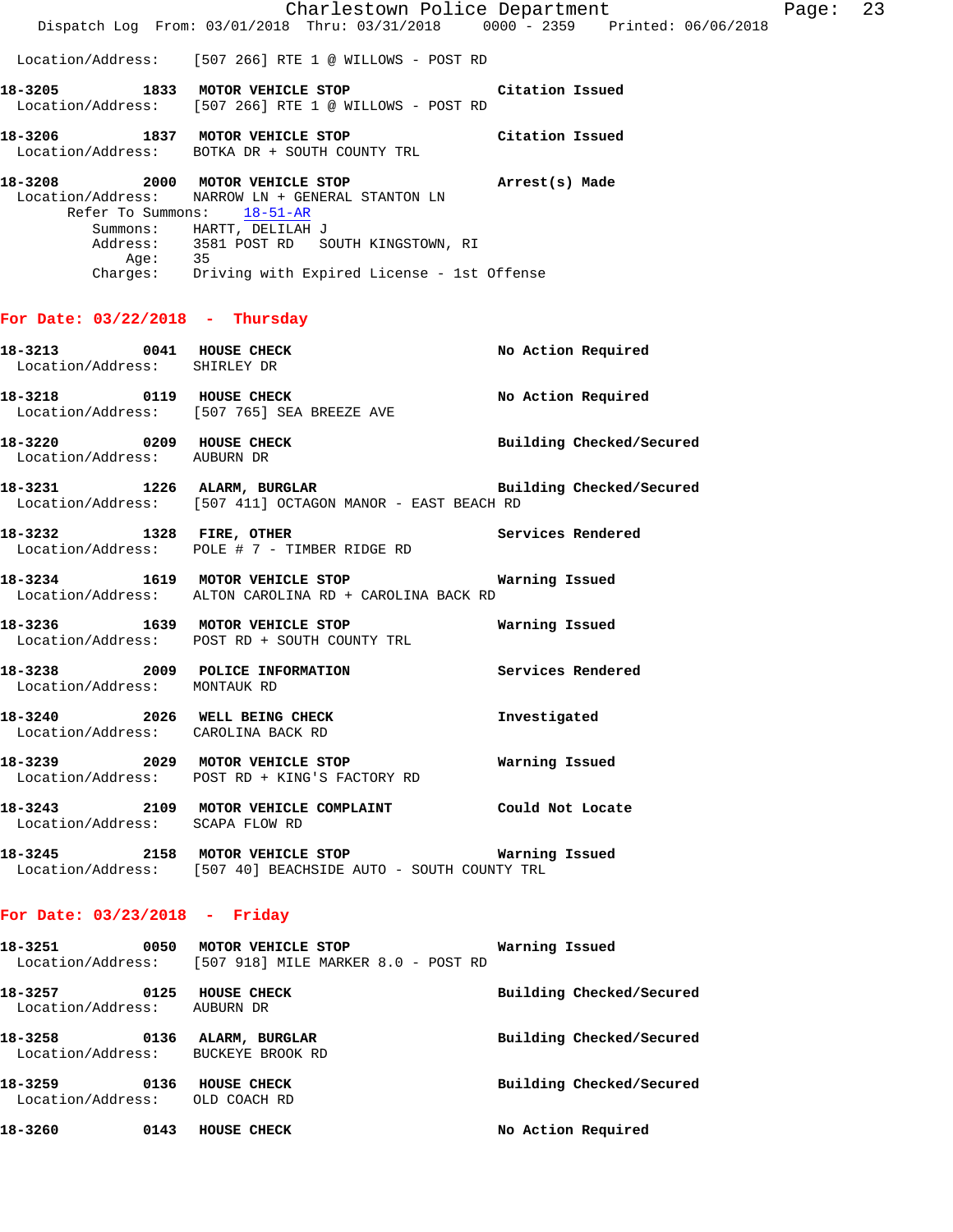Location/Address: [507 266] RTE 1 @ WILLOWS - POST RD

**18-3205** 1833 **MOTOR VEHICLE STOP** **Citation Issued**
Location/Address: [507 266] RTE 1 @ WILLOWS - POST RD

**18-3206** 1837 **MOTOR VEHICLE STOP** **Citation Issued**
Location/Address: BOTKA DR + SOUTH COUNTY TRL

**18-3208** 2000 **MOTOR VEHICLE STOP** **Arrest(s) Made**
Location/Address: NARROW LN + GENERAL STANTON LN
Refer To Summons: 18-51-AR
Summons: HARTT, DELILAH J
Address: 3581 POST RD SOUTH KINGSTOWN, RI
Age: 35
Charges: Driving with Expired License - 1st Offense

## For Date: 03/22/2018 - Thursday

**18-3213** 0041 **HOUSE CHECK** **No Action Required**
Location/Address: SHIRLEY DR

**18-3218** 0119 **HOUSE CHECK** **No Action Required**
Location/Address: [507 765] SEA BREEZE AVE

**18-3220** 0209 **HOUSE CHECK** **Building Checked/Secured**
Location/Address: AUBURN DR

**18-3231** 1226 **ALARM, BURGLAR** **Building Checked/Secured**
Location/Address: [507 411] OCTAGON MANOR - EAST BEACH RD

**18-3232** 1328 **FIRE, OTHER** **Services Rendered**
Location/Address: POLE # 7 - TIMBER RIDGE RD

**18-3234** 1619 **MOTOR VEHICLE STOP** **Warning Issued**
Location/Address: ALTON CAROLINA RD + CAROLINA BACK RD

**18-3236** 1639 **MOTOR VEHICLE STOP** **Warning Issued**
Location/Address: POST RD + SOUTH COUNTY TRL

**18-3238** 2009 **POLICE INFORMATION** **Services Rendered**
Location/Address: MONTAUK RD

**18-3240** 2026 **WELL BEING CHECK** **Investigated**
Location/Address: CAROLINA BACK RD

**18-3239** 2029 **MOTOR VEHICLE STOP** **Warning Issued**
Location/Address: POST RD + KING'S FACTORY RD

**18-3243** 2109 **MOTOR VEHICLE COMPLAINT** **Could Not Locate**
Location/Address: SCAPA FLOW RD

**18-3245** 2158 **MOTOR VEHICLE STOP** **Warning Issued**
Location/Address: [507 40] BEACHSIDE AUTO - SOUTH COUNTY TRL

## For Date: 03/23/2018 - Friday

**18-3251** 0050 **MOTOR VEHICLE STOP** **Warning Issued**
Location/Address: [507 918] MILE MARKER 8.0 - POST RD

**18-3257** 0125 **HOUSE CHECK** **Building Checked/Secured**
Location/Address: AUBURN DR

**18-3258** 0136 **ALARM, BURGLAR** **Building Checked/Secured**
Location/Address: BUCKEYE BROOK RD

**18-3259** 0136 **HOUSE CHECK** **Building Checked/Secured**
Location/Address: OLD COACH RD

**18-3260** 0143 **HOUSE CHECK** **No Action Required**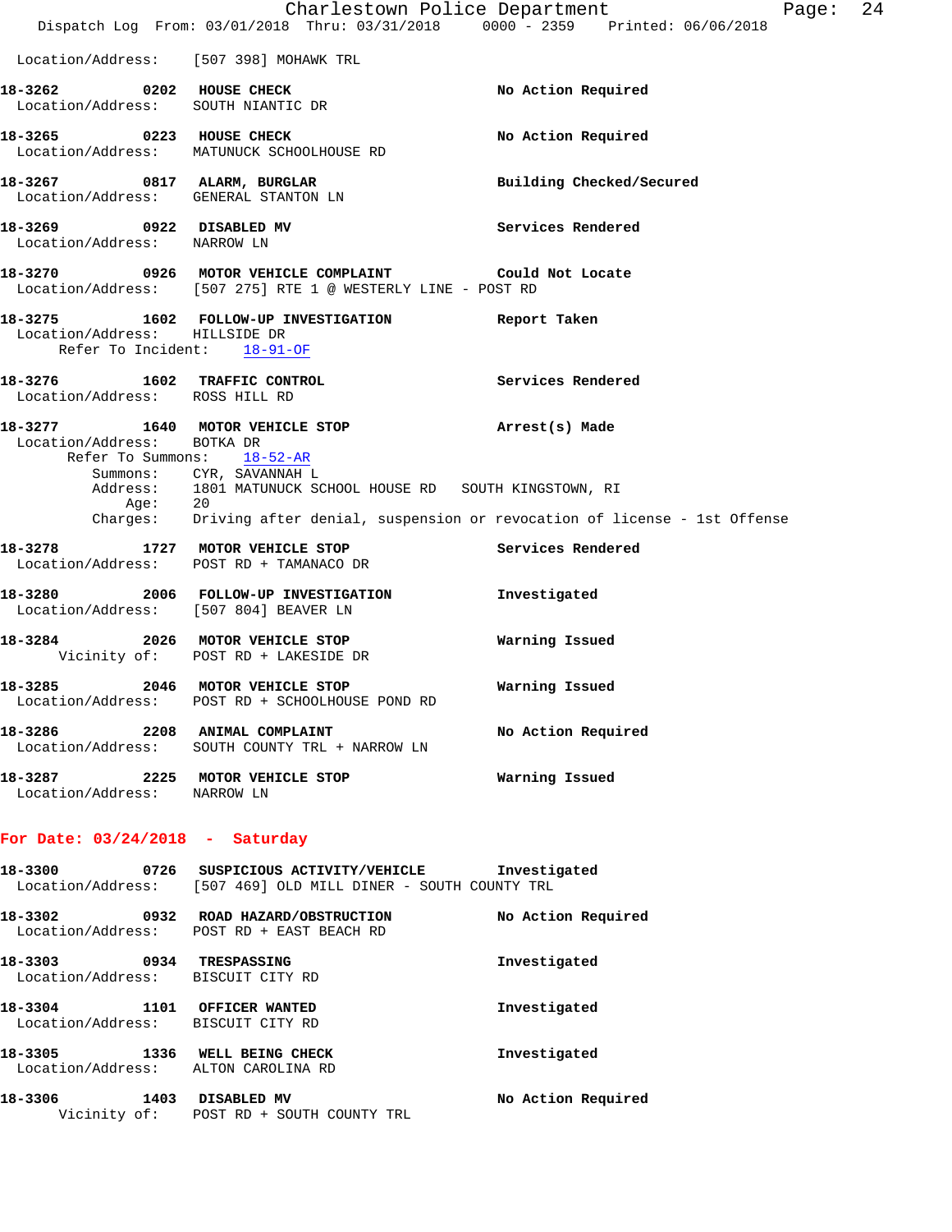Location/Address: [507 398] MOHAWK TRL

**18-3262 0202 HOUSE CHECK** — No Action Required
Location/Address: SOUTH NIANTIC DR

**18-3265 0223 HOUSE CHECK** — No Action Required
Location/Address: MATUNUCK SCHOOLHOUSE RD

**18-3267 0817 ALARM, BURGLAR** — Building Checked/Secured
Location/Address: GENERAL STANTON LN

**18-3269 0922 DISABLED MV** — Services Rendered
Location/Address: NARROW LN

**18-3270 0926 MOTOR VEHICLE COMPLAINT** — Could Not Locate
Location/Address: [507 275] RTE 1 @ WESTERLY LINE - POST RD

**18-3275 1602 FOLLOW-UP INVESTIGATION** — Report Taken
Location/Address: HILLSIDE DR
Refer To Incident: 18-91-OF

**18-3276 1602 TRAFFIC CONTROL** — Services Rendered
Location/Address: ROSS HILL RD

**18-3277 1640 MOTOR VEHICLE STOP** — Arrest(s) Made
Location/Address: BOTKA DR
Refer To Summons: 18-52-AR
Summons: CYR, SAVANNAH L
Address: 1801 MATUNUCK SCHOOL HOUSE RD SOUTH KINGSTOWN, RI
Age: 20
Charges: Driving after denial, suspension or revocation of license - 1st Offense

**18-3278 1727 MOTOR VEHICLE STOP** — Services Rendered
Location/Address: POST RD + TAMANACO DR

**18-3280 2006 FOLLOW-UP INVESTIGATION** — Investigated
Location/Address: [507 804] BEAVER LN

**18-3284 2026 MOTOR VEHICLE STOP** — Warning Issued
Vicinity of: POST RD + LAKESIDE DR

**18-3285 2046 MOTOR VEHICLE STOP** — Warning Issued
Location/Address: POST RD + SCHOOLHOUSE POND RD

**18-3286 2208 ANIMAL COMPLAINT** — No Action Required
Location/Address: SOUTH COUNTY TRL + NARROW LN

**18-3287 2225 MOTOR VEHICLE STOP** — Warning Issued
Location/Address: NARROW LN

## For Date: 03/24/2018 - Saturday

**18-3300 0726 SUSPICIOUS ACTIVITY/VEHICLE** — Investigated
Location/Address: [507 469] OLD MILL DINER - SOUTH COUNTY TRL

**18-3302 0932 ROAD HAZARD/OBSTRUCTION** — No Action Required
Location/Address: POST RD + EAST BEACH RD

**18-3303 0934 TRESPASSING** — Investigated
Location/Address: BISCUIT CITY RD

**18-3304 1101 OFFICER WANTED** — Investigated
Location/Address: BISCUIT CITY RD

**18-3305 1336 WELL BEING CHECK** — Investigated
Location/Address: ALTON CAROLINA RD

**18-3306 1403 DISABLED MV** — No Action Required
Vicinity of: POST RD + SOUTH COUNTY TRL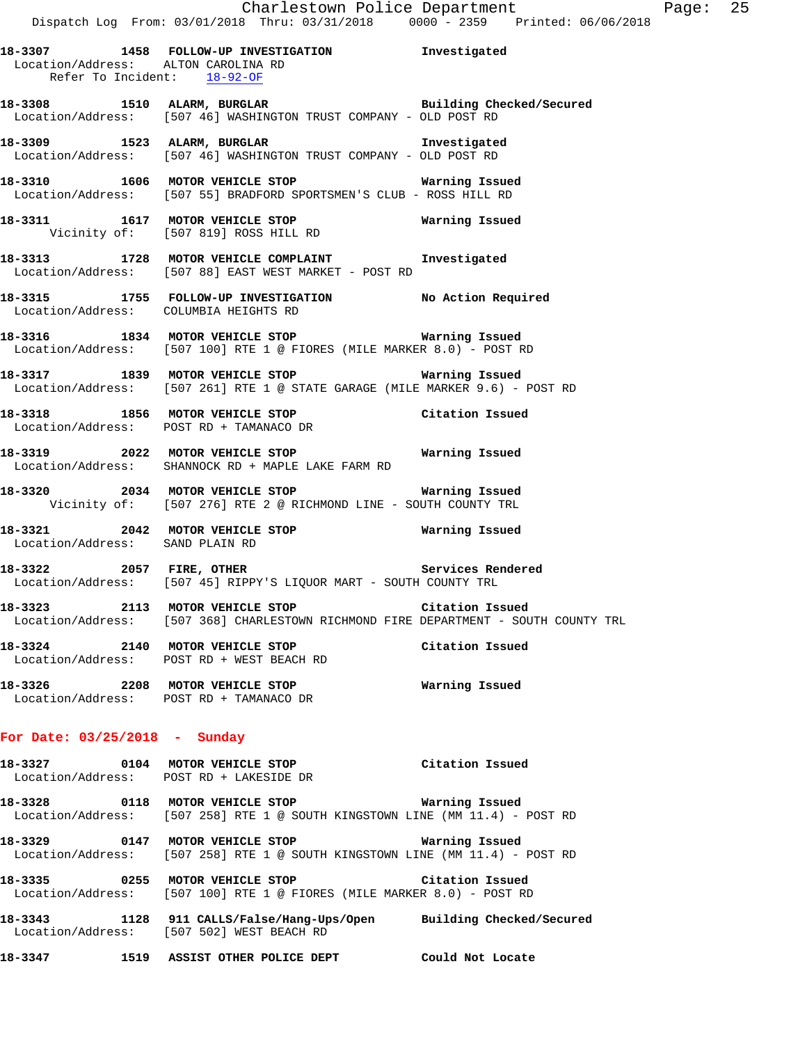18-3307 1458 **FOLLOW-UP INVESTIGATION** **Investigated**
Location/Address: ALTON CAROLINA RD
Refer To Incident: 18-92-OF

18-3308 1510 **ALARM, BURGLAR** **Building Checked/Secured**
Location/Address: [507 46] WASHINGTON TRUST COMPANY - OLD POST RD

18-3309 1523 **ALARM, BURGLAR** **Investigated**
Location/Address: [507 46] WASHINGTON TRUST COMPANY - OLD POST RD

18-3310 1606 **MOTOR VEHICLE STOP** **Warning Issued**
Location/Address: [507 55] BRADFORD SPORTSMEN'S CLUB - ROSS HILL RD

18-3311 1617 **MOTOR VEHICLE STOP** **Warning Issued**
Vicinity of: [507 819] ROSS HILL RD

18-3313 1728 **MOTOR VEHICLE COMPLAINT** **Investigated**
Location/Address: [507 88] EAST WEST MARKET - POST RD

18-3315 1755 **FOLLOW-UP INVESTIGATION** **No Action Required**
Location/Address: COLUMBIA HEIGHTS RD

18-3316 1834 **MOTOR VEHICLE STOP** **Warning Issued**
Location/Address: [507 100] RTE 1 @ FIORES (MILE MARKER 8.0) - POST RD

18-3317 1839 **MOTOR VEHICLE STOP** **Warning Issued**
Location/Address: [507 261] RTE 1 @ STATE GARAGE (MILE MARKER 9.6) - POST RD

18-3318 1856 **MOTOR VEHICLE STOP** **Citation Issued**
Location/Address: POST RD + TAMANACO DR

18-3319 2022 **MOTOR VEHICLE STOP** **Warning Issued**
Location/Address: SHANNOCK RD + MAPLE LAKE FARM RD

18-3320 2034 **MOTOR VEHICLE STOP** **Warning Issued**
Vicinity of: [507 276] RTE 2 @ RICHMOND LINE - SOUTH COUNTY TRL

18-3321 2042 **MOTOR VEHICLE STOP** **Warning Issued**
Location/Address: SAND PLAIN RD

18-3322 2057 **FIRE, OTHER** **Services Rendered**
Location/Address: [507 45] RIPPY'S LIQUOR MART - SOUTH COUNTY TRL

18-3323 2113 **MOTOR VEHICLE STOP** **Citation Issued**
Location/Address: [507 368] CHARLESTOWN RICHMOND FIRE DEPARTMENT - SOUTH COUNTY TRL

18-3324 2140 **MOTOR VEHICLE STOP** **Citation Issued**
Location/Address: POST RD + WEST BEACH RD

18-3326 2208 **MOTOR VEHICLE STOP** **Warning Issued**
Location/Address: POST RD + TAMANACO DR

## For Date: 03/25/2018 - Sunday

18-3327 0104 **MOTOR VEHICLE STOP** **Citation Issued**
Location/Address: POST RD + LAKESIDE DR

18-3328 0118 **MOTOR VEHICLE STOP** **Warning Issued**
Location/Address: [507 258] RTE 1 @ SOUTH KINGSTOWN LINE (MM 11.4) - POST RD

18-3329 0147 **MOTOR VEHICLE STOP** **Warning Issued**
Location/Address: [507 258] RTE 1 @ SOUTH KINGSTOWN LINE (MM 11.4) - POST RD

18-3335 0255 **MOTOR VEHICLE STOP** **Citation Issued**
Location/Address: [507 100] RTE 1 @ FIORES (MILE MARKER 8.0) - POST RD

18-3343 1128 **911 CALLS/False/Hang-Ups/Open** **Building Checked/Secured**
Location/Address: [507 502] WEST BEACH RD

18-3347 1519 **ASSIST OTHER POLICE DEPT** **Could Not Locate**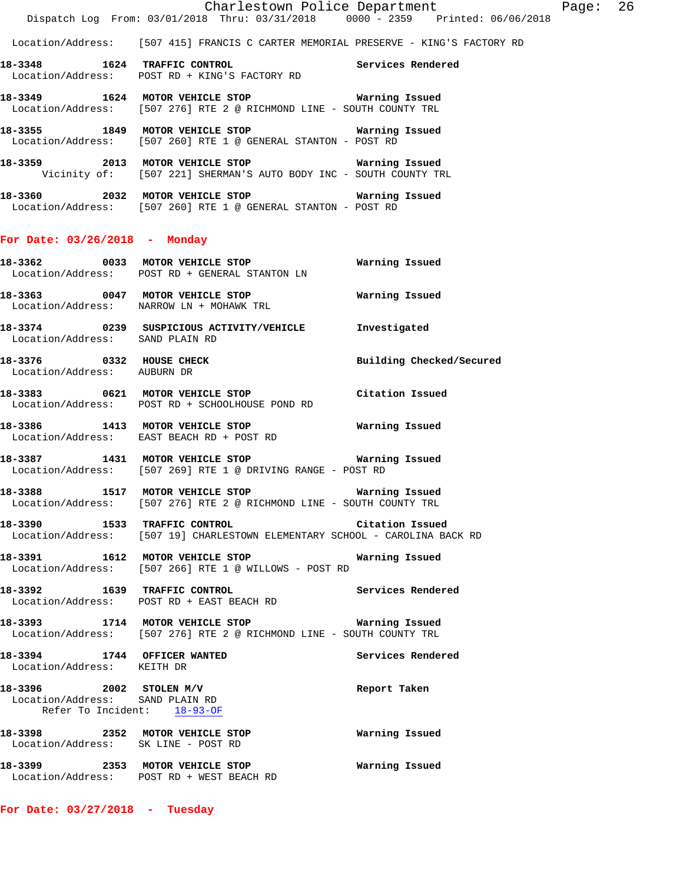Location/Address: [507 415] FRANCIS C CARTER MEMORIAL PRESERVE - KING'S FACTORY RD

**18-3348 1624 TRAFFIC CONTROL** Services Rendered
Location/Address: POST RD + KING'S FACTORY RD

**18-3349 1624 MOTOR VEHICLE STOP** Warning Issued
Location/Address: [507 276] RTE 2 @ RICHMOND LINE - SOUTH COUNTY TRL

**18-3355 1849 MOTOR VEHICLE STOP** Warning Issued
Location/Address: [507 260] RTE 1 @ GENERAL STANTON - POST RD

**18-3359 2013 MOTOR VEHICLE STOP** Warning Issued
Vicinity of: [507 221] SHERMAN'S AUTO BODY INC - SOUTH COUNTY TRL

**18-3360 2032 MOTOR VEHICLE STOP** Warning Issued
Location/Address: [507 260] RTE 1 @ GENERAL STANTON - POST RD

## For Date: 03/26/2018 - Monday

**18-3362 0033 MOTOR VEHICLE STOP** Warning Issued
Location/Address: POST RD + GENERAL STANTON LN

**18-3363 0047 MOTOR VEHICLE STOP** Warning Issued
Location/Address: NARROW LN + MOHAWK TRL

**18-3374 0239 SUSPICIOUS ACTIVITY/VEHICLE** Investigated
Location/Address: SAND PLAIN RD

**18-3376 0332 HOUSE CHECK** Building Checked/Secured
Location/Address: AUBURN DR

**18-3383 0621 MOTOR VEHICLE STOP** Citation Issued
Location/Address: POST RD + SCHOOLHOUSE POND RD

**18-3386 1413 MOTOR VEHICLE STOP** Warning Issued
Location/Address: EAST BEACH RD + POST RD

**18-3387 1431 MOTOR VEHICLE STOP** Warning Issued
Location/Address: [507 269] RTE 1 @ DRIVING RANGE - POST RD

**18-3388 1517 MOTOR VEHICLE STOP** Warning Issued
Location/Address: [507 276] RTE 2 @ RICHMOND LINE - SOUTH COUNTY TRL

**18-3390 1533 TRAFFIC CONTROL** Citation Issued
Location/Address: [507 19] CHARLESTOWN ELEMENTARY SCHOOL - CAROLINA BACK RD

**18-3391 1612 MOTOR VEHICLE STOP** Warning Issued
Location/Address: [507 266] RTE 1 @ WILLOWS - POST RD

**18-3392 1639 TRAFFIC CONTROL** Services Rendered
Location/Address: POST RD + EAST BEACH RD

**18-3393 1714 MOTOR VEHICLE STOP** Warning Issued
Location/Address: [507 276] RTE 2 @ RICHMOND LINE - SOUTH COUNTY TRL

**18-3394 1744 OFFICER WANTED** Services Rendered
Location/Address: KEITH DR

**18-3396 2002 STOLEN M/V** Report Taken
Location/Address: SAND PLAIN RD
Refer To Incident: 18-93-OF

**18-3398 2352 MOTOR VEHICLE STOP** Warning Issued
Location/Address: SK LINE - POST RD

**18-3399 2353 MOTOR VEHICLE STOP** Warning Issued
Location/Address: POST RD + WEST BEACH RD

## For Date: 03/27/2018 - Tuesday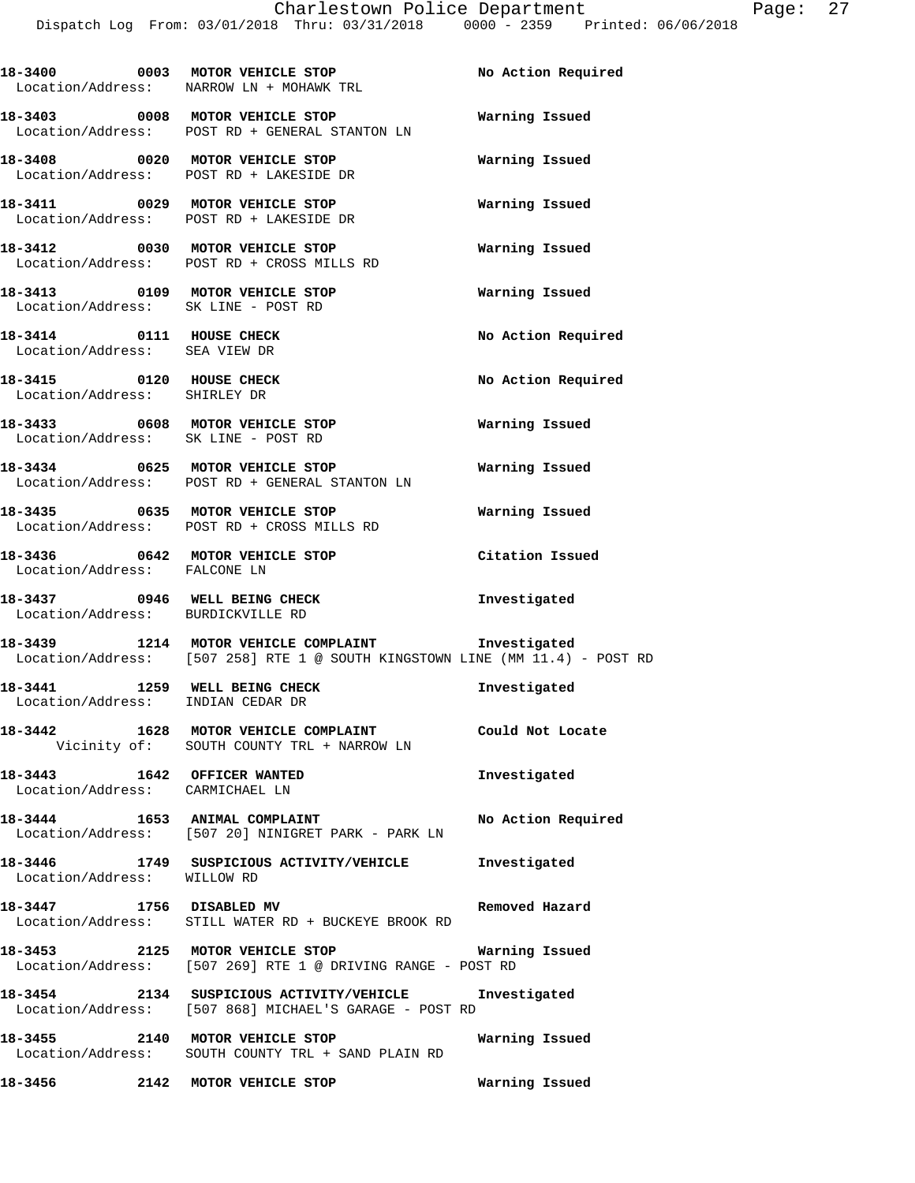**18-3400 0003 MOTOR VEHICLE STOP** **No Action Required**
Location/Address: NARROW LN + MOHAWK TRL

**18-3403 0008 MOTOR VEHICLE STOP** **Warning Issued**
Location/Address: POST RD + GENERAL STANTON LN

**18-3408 0020 MOTOR VEHICLE STOP** **Warning Issued**
Location/Address: POST RD + LAKESIDE DR

**18-3411 0029 MOTOR VEHICLE STOP** **Warning Issued**
Location/Address: POST RD + LAKESIDE DR

**18-3412 0030 MOTOR VEHICLE STOP** **Warning Issued**
Location/Address: POST RD + CROSS MILLS RD

**18-3413 0109 MOTOR VEHICLE STOP** **Warning Issued**
Location/Address: SK LINE - POST RD

**18-3414 0111 HOUSE CHECK** **No Action Required**
Location/Address: SEA VIEW DR

**18-3415 0120 HOUSE CHECK** **No Action Required**
Location/Address: SHIRLEY DR

**18-3433 0608 MOTOR VEHICLE STOP** **Warning Issued**
Location/Address: SK LINE - POST RD

**18-3434 0625 MOTOR VEHICLE STOP** **Warning Issued**
Location/Address: POST RD + GENERAL STANTON LN

**18-3435 0635 MOTOR VEHICLE STOP** **Warning Issued**
Location/Address: POST RD + CROSS MILLS RD

**18-3436 0642 MOTOR VEHICLE STOP** **Citation Issued**
Location/Address: FALCONE LN

**18-3437 0946 WELL BEING CHECK** **Investigated**
Location/Address: BURDICKVILLE RD

**18-3439 1214 MOTOR VEHICLE COMPLAINT** **Investigated**
Location/Address: [507 258] RTE 1 @ SOUTH KINGSTOWN LINE (MM 11.4) - POST RD

**18-3441 1259 WELL BEING CHECK** **Investigated**
Location/Address: INDIAN CEDAR DR

**18-3442 1628 MOTOR VEHICLE COMPLAINT** **Could Not Locate**
Vicinity of: SOUTH COUNTY TRL + NARROW LN

**18-3443 1642 OFFICER WANTED** **Investigated**
Location/Address: CARMICHAEL LN

**18-3444 1653 ANIMAL COMPLAINT** **No Action Required**
Location/Address: [507 20] NINIGRET PARK - PARK LN

**18-3446 1749 SUSPICIOUS ACTIVITY/VEHICLE** **Investigated**
Location/Address: WILLOW RD

**18-3447 1756 DISABLED MV** **Removed Hazard**
Location/Address: STILL WATER RD + BUCKEYE BROOK RD

**18-3453 2125 MOTOR VEHICLE STOP** **Warning Issued**
Location/Address: [507 269] RTE 1 @ DRIVING RANGE - POST RD

**18-3454 2134 SUSPICIOUS ACTIVITY/VEHICLE** **Investigated**
Location/Address: [507 868] MICHAEL'S GARAGE - POST RD

**18-3455 2140 MOTOR VEHICLE STOP** **Warning Issued**
Location/Address: SOUTH COUNTY TRL + SAND PLAIN RD

**18-3456 2142 MOTOR VEHICLE STOP** **Warning Issued**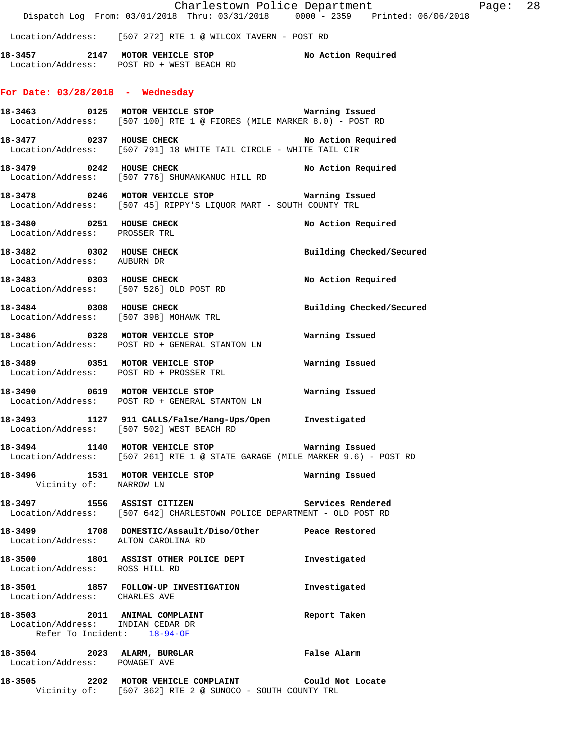Location/Address: [507 272] RTE 1 @ WILCOX TAVERN - POST RD

**18-3457 2147 MOTOR VEHICLE STOP** No Action Required
Location/Address: POST RD + WEST BEACH RD

## For Date: 03/28/2018 - Wednesday

**18-3463 0125 MOTOR VEHICLE STOP** Warning Issued
Location/Address: [507 100] RTE 1 @ FIORES (MILE MARKER 8.0) - POST RD

**18-3477 0237 HOUSE CHECK** No Action Required
Location/Address: [507 791] 18 WHITE TAIL CIRCLE - WHITE TAIL CIR

**18-3479 0242 HOUSE CHECK** No Action Required
Location/Address: [507 776] SHUMANKANUC HILL RD

**18-3478 0246 MOTOR VEHICLE STOP** Warning Issued
Location/Address: [507 45] RIPPY'S LIQUOR MART - SOUTH COUNTY TRL

**18-3480 0251 HOUSE CHECK** No Action Required
Location/Address: PROSSER TRL

**18-3482 0302 HOUSE CHECK** Building Checked/Secured
Location/Address: AUBURN DR

**18-3483 0303 HOUSE CHECK** No Action Required
Location/Address: [507 526] OLD POST RD

**18-3484 0308 HOUSE CHECK** Building Checked/Secured
Location/Address: [507 398] MOHAWK TRL

**18-3486 0328 MOTOR VEHICLE STOP** Warning Issued
Location/Address: POST RD + GENERAL STANTON LN

**18-3489 0351 MOTOR VEHICLE STOP** Warning Issued
Location/Address: POST RD + PROSSER TRL

**18-3490 0619 MOTOR VEHICLE STOP** Warning Issued
Location/Address: POST RD + GENERAL STANTON LN

**18-3493 1127 911 CALLS/False/Hang-Ups/Open** Investigated
Location/Address: [507 502] WEST BEACH RD

**18-3494 1140 MOTOR VEHICLE STOP** Warning Issued
Location/Address: [507 261] RTE 1 @ STATE GARAGE (MILE MARKER 9.6) - POST RD

**18-3496 1531 MOTOR VEHICLE STOP** Warning Issued
Vicinity of: NARROW LN

**18-3497 1556 ASSIST CITIZEN** Services Rendered
Location/Address: [507 642] CHARLESTOWN POLICE DEPARTMENT - OLD POST RD

**18-3499 1708 DOMESTIC/Assault/Diso/Other** Peace Restored
Location/Address: ALTON CAROLINA RD

**18-3500 1801 ASSIST OTHER POLICE DEPT** Investigated
Location/Address: ROSS HILL RD

**18-3501 1857 FOLLOW-UP INVESTIGATION** Investigated
Location/Address: CHARLES AVE

**18-3503 2011 ANIMAL COMPLAINT** Report Taken
Location/Address: INDIAN CEDAR DR
Refer To Incident: 18-94-OF

**18-3504 2023 ALARM, BURGLAR** False Alarm
Location/Address: POWAGET AVE

**18-3505 2202 MOTOR VEHICLE COMPLAINT** Could Not Locate
Vicinity of: [507 362] RTE 2 @ SUNOCO - SOUTH COUNTY TRL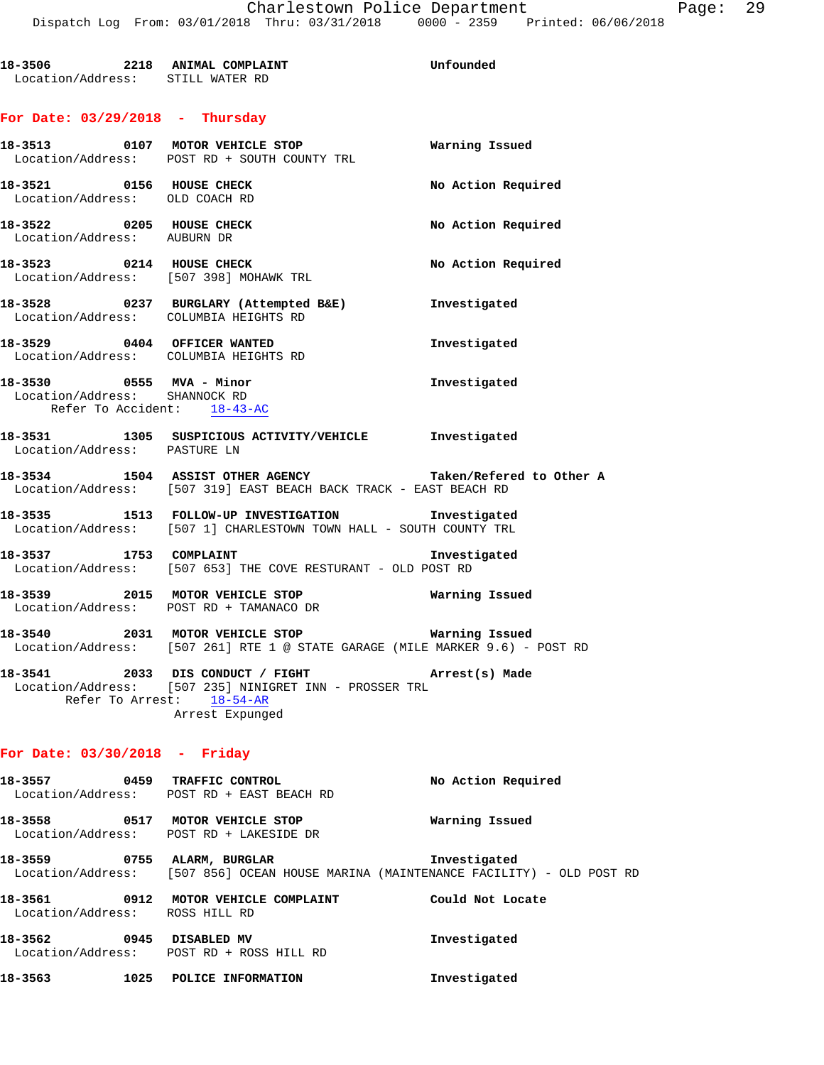**18-3506** 2218 **ANIMAL COMPLAINT** Unfounded
Location/Address: STILL WATER RD

## For Date: 03/29/2018 - Thursday

**18-3513** 0107 **MOTOR VEHICLE STOP** Warning Issued
Location/Address: POST RD + SOUTH COUNTY TRL

**18-3521** 0156 **HOUSE CHECK** No Action Required
Location/Address: OLD COACH RD

**18-3522** 0205 **HOUSE CHECK** No Action Required
Location/Address: AUBURN DR

**18-3523** 0214 **HOUSE CHECK** No Action Required
Location/Address: [507 398] MOHAWK TRL

**18-3528** 0237 **BURGLARY (Attempted B&E)** Investigated
Location/Address: COLUMBIA HEIGHTS RD

**18-3529** 0404 **OFFICER WANTED** Investigated
Location/Address: COLUMBIA HEIGHTS RD

**18-3530** 0555 **MVA - Minor** Investigated
Location/Address: SHANNOCK RD
Refer To Accident: 18-43-AC

**18-3531** 1305 **SUSPICIOUS ACTIVITY/VEHICLE** Investigated
Location/Address: PASTURE LN

**18-3534** 1504 **ASSIST OTHER AGENCY** Taken/Refered to Other A
Location/Address: [507 319] EAST BEACH BACK TRACK - EAST BEACH RD

**18-3535** 1513 **FOLLOW-UP INVESTIGATION** Investigated
Location/Address: [507 1] CHARLESTOWN TOWN HALL - SOUTH COUNTY TRL

**18-3537** 1753 **COMPLAINT** Investigated
Location/Address: [507 653] THE COVE RESTURANT - OLD POST RD

**18-3539** 2015 **MOTOR VEHICLE STOP** Warning Issued
Location/Address: POST RD + TAMANACO DR

**18-3540** 2031 **MOTOR VEHICLE STOP** Warning Issued
Location/Address: [507 261] RTE 1 @ STATE GARAGE (MILE MARKER 9.6) - POST RD

**18-3541** 2033 **DIS CONDUCT / FIGHT** Arrest(s) Made
Location/Address: [507 235] NINIGRET INN - PROSSER TRL
Refer To Arrest: 18-54-AR
Arrest Expunged

## For Date: 03/30/2018 - Friday

**18-3557** 0459 **TRAFFIC CONTROL** No Action Required
Location/Address: POST RD + EAST BEACH RD

**18-3558** 0517 **MOTOR VEHICLE STOP** Warning Issued
Location/Address: POST RD + LAKESIDE DR

**18-3559** 0755 **ALARM, BURGLAR** Investigated
Location/Address: [507 856] OCEAN HOUSE MARINA (MAINTENANCE FACILITY) - OLD POST RD

**18-3561** 0912 **MOTOR VEHICLE COMPLAINT** Could Not Locate
Location/Address: ROSS HILL RD

**18-3562** 0945 **DISABLED MV** Investigated
Location/Address: POST RD + ROSS HILL RD

**18-3563** 1025 **POLICE INFORMATION** Investigated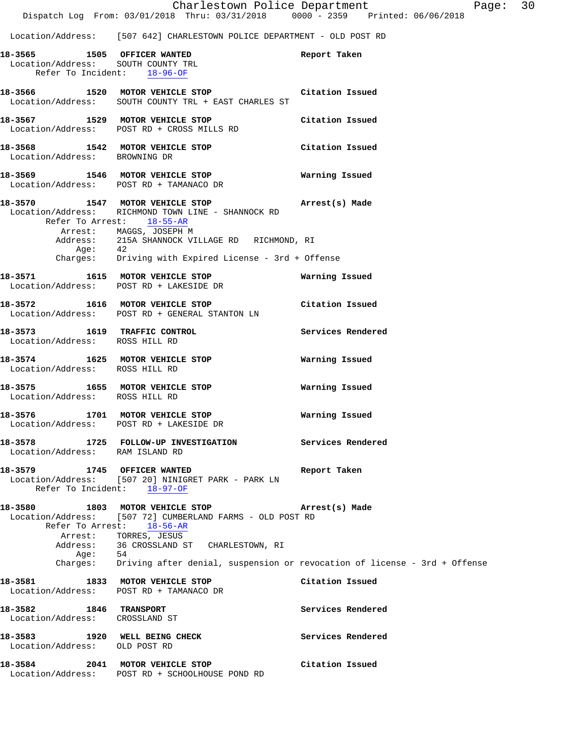Location/Address: [507 642] CHARLESTOWN POLICE DEPARTMENT - OLD POST RD

**18-3565 1505 OFFICER WANTED** Report Taken
Location/Address: SOUTH COUNTY TRL
Refer To Incident: 18-96-OF

**18-3566 1520 MOTOR VEHICLE STOP** Citation Issued
Location/Address: SOUTH COUNTY TRL + EAST CHARLES ST

**18-3567 1529 MOTOR VEHICLE STOP** Citation Issued
Location/Address: POST RD + CROSS MILLS RD

**18-3568 1542 MOTOR VEHICLE STOP** Citation Issued
Location/Address: BROWNING DR

**18-3569 1546 MOTOR VEHICLE STOP** Warning Issued
Location/Address: POST RD + TAMANACO DR

**18-3570 1547 MOTOR VEHICLE STOP** Arrest(s) Made
Location/Address: RICHMOND TOWN LINE - SHANNOCK RD
Refer To Arrest: 18-55-AR
Arrest: MAGGS, JOSEPH M
Address: 215A SHANNOCK VILLAGE RD RICHMOND, RI
Age: 42
Charges: Driving with Expired License - 3rd + Offense

**18-3571 1615 MOTOR VEHICLE STOP** Warning Issued
Location/Address: POST RD + LAKESIDE DR

**18-3572 1616 MOTOR VEHICLE STOP** Citation Issued
Location/Address: POST RD + GENERAL STANTON LN

**18-3573 1619 TRAFFIC CONTROL** Services Rendered
Location/Address: ROSS HILL RD

**18-3574 1625 MOTOR VEHICLE STOP** Warning Issued
Location/Address: ROSS HILL RD

**18-3575 1655 MOTOR VEHICLE STOP** Warning Issued
Location/Address: ROSS HILL RD

**18-3576 1701 MOTOR VEHICLE STOP** Warning Issued
Location/Address: POST RD + LAKESIDE DR

**18-3578 1725 FOLLOW-UP INVESTIGATION** Services Rendered
Location/Address: RAM ISLAND RD

**18-3579 1745 OFFICER WANTED** Report Taken
Location/Address: [507 20] NINIGRET PARK - PARK LN
Refer To Incident: 18-97-OF

**18-3580 1803 MOTOR VEHICLE STOP** Arrest(s) Made
Location/Address: [507 72] CUMBERLAND FARMS - OLD POST RD
Refer To Arrest: 18-56-AR
Arrest: TORRES, JESUS
Address: 36 CROSSLAND ST CHARLESTOWN, RI
Age: 54
Charges: Driving after denial, suspension or revocation of license - 3rd + Offense

**18-3581 1833 MOTOR VEHICLE STOP** Citation Issued
Location/Address: POST RD + TAMANACO DR

**18-3582 1846 TRANSPORT** Services Rendered
Location/Address: CROSSLAND ST

**18-3583 1920 WELL BEING CHECK** Services Rendered
Location/Address: OLD POST RD

**18-3584 2041 MOTOR VEHICLE STOP** Citation Issued
Location/Address: POST RD + SCHOOLHOUSE POND RD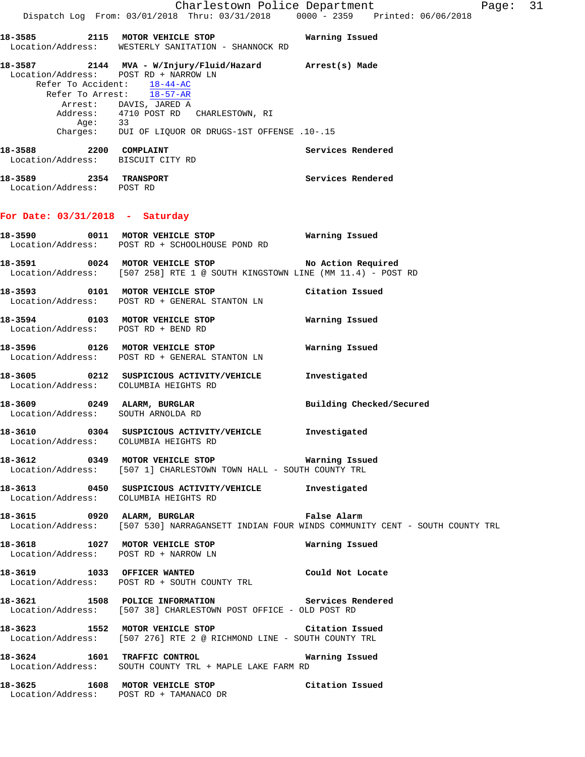18-3585 2115 MOTOR VEHICLE STOP Warning Issued
Location/Address: WESTERLY SANITATION - SHANNOCK RD

18-3587 2144 MVA - W/Injury/Fluid/Hazard Arrest(s) Made
Location/Address: POST RD + NARROW LN
Refer To Accident: 18-44-AC
Refer To Arrest: 18-57-AR
Arrest: DAVIS, JARED A
Address: 4710 POST RD CHARLESTOWN, RI
Age: 33
Charges: DUI OF LIQUOR OR DRUGS-1ST OFFENSE .10-.15

18-3588 2200 COMPLAINT Services Rendered
Location/Address: BISCUIT CITY RD

18-3589 2354 TRANSPORT Services Rendered
Location/Address: POST RD

**For Date: 03/31/2018 - Saturday**

18-3590 0011 MOTOR VEHICLE STOP Warning Issued
Location/Address: POST RD + SCHOOLHOUSE POND RD

18-3591 0024 MOTOR VEHICLE STOP No Action Required
Location/Address: [507 258] RTE 1 @ SOUTH KINGSTOWN LINE (MM 11.4) - POST RD

18-3593 0101 MOTOR VEHICLE STOP Citation Issued
Location/Address: POST RD + GENERAL STANTON LN

18-3594 0103 MOTOR VEHICLE STOP Warning Issued
Location/Address: POST RD + BEND RD

18-3596 0126 MOTOR VEHICLE STOP Warning Issued
Location/Address: POST RD + GENERAL STANTON LN

18-3605 0212 SUSPICIOUS ACTIVITY/VEHICLE Investigated
Location/Address: COLUMBIA HEIGHTS RD

18-3609 0249 ALARM, BURGLAR Building Checked/Secured
Location/Address: SOUTH ARNOLDA RD

18-3610 0304 SUSPICIOUS ACTIVITY/VEHICLE Investigated
Location/Address: COLUMBIA HEIGHTS RD

18-3612 0349 MOTOR VEHICLE STOP Warning Issued
Location/Address: [507 1] CHARLESTOWN TOWN HALL - SOUTH COUNTY TRL

18-3613 0450 SUSPICIOUS ACTIVITY/VEHICLE Investigated
Location/Address: COLUMBIA HEIGHTS RD

18-3615 0920 ALARM, BURGLAR False Alarm
Location/Address: [507 530] NARRAGANSETT INDIAN FOUR WINDS COMMUNITY CENT - SOUTH COUNTY TRL

18-3618 1027 MOTOR VEHICLE STOP Warning Issued
Location/Address: POST RD + NARROW LN

18-3619 1033 OFFICER WANTED Could Not Locate
Location/Address: POST RD + SOUTH COUNTY TRL

18-3621 1508 POLICE INFORMATION Services Rendered
Location/Address: [507 38] CHARLESTOWN POST OFFICE - OLD POST RD

18-3623 1552 MOTOR VEHICLE STOP Citation Issued
Location/Address: [507 276] RTE 2 @ RICHMOND LINE - SOUTH COUNTY TRL

18-3624 1601 TRAFFIC CONTROL Warning Issued
Location/Address: SOUTH COUNTY TRL + MAPLE LAKE FARM RD

18-3625 1608 MOTOR VEHICLE STOP Citation Issued
Location/Address: POST RD + TAMANACO DR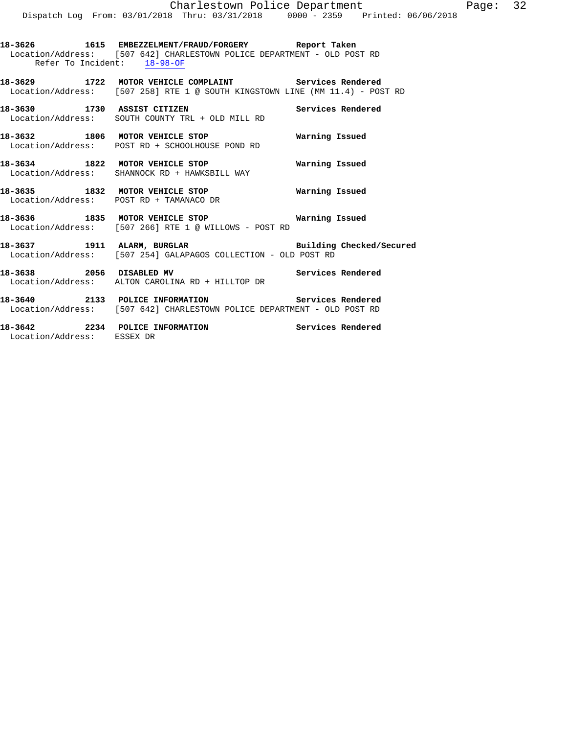**18-3626 1615 EMBEZZELMENT/FRAUD/FORGERY Report Taken**
Location/Address: [507 642] CHARLESTOWN POLICE DEPARTMENT - OLD POST RD
Refer To Incident: 18-98-OF

**18-3629 1722 MOTOR VEHICLE COMPLAINT Services Rendered**
Location/Address: [507 258] RTE 1 @ SOUTH KINGSTOWN LINE (MM 11.4) - POST RD

**18-3630 1730 ASSIST CITIZEN Services Rendered**
Location/Address: SOUTH COUNTY TRL + OLD MILL RD

**18-3632 1806 MOTOR VEHICLE STOP Warning Issued**
Location/Address: POST RD + SCHOOLHOUSE POND RD

**18-3634 1822 MOTOR VEHICLE STOP Warning Issued**
Location/Address: SHANNOCK RD + HAWKSBILL WAY

**18-3635 1832 MOTOR VEHICLE STOP Warning Issued**
Location/Address: POST RD + TAMANACO DR

**18-3636 1835 MOTOR VEHICLE STOP Warning Issued**
Location/Address: [507 266] RTE 1 @ WILLOWS - POST RD

**18-3637 1911 ALARM, BURGLAR Building Checked/Secured**
Location/Address: [507 254] GALAPAGOS COLLECTION - OLD POST RD

**18-3638 2056 DISABLED MV Services Rendered**
Location/Address: ALTON CAROLINA RD + HILLTOP DR

**18-3640 2133 POLICE INFORMATION Services Rendered**
Location/Address: [507 642] CHARLESTOWN POLICE DEPARTMENT - OLD POST RD

**18-3642 2234 POLICE INFORMATION Services Rendered**
Location/Address: ESSEX DR